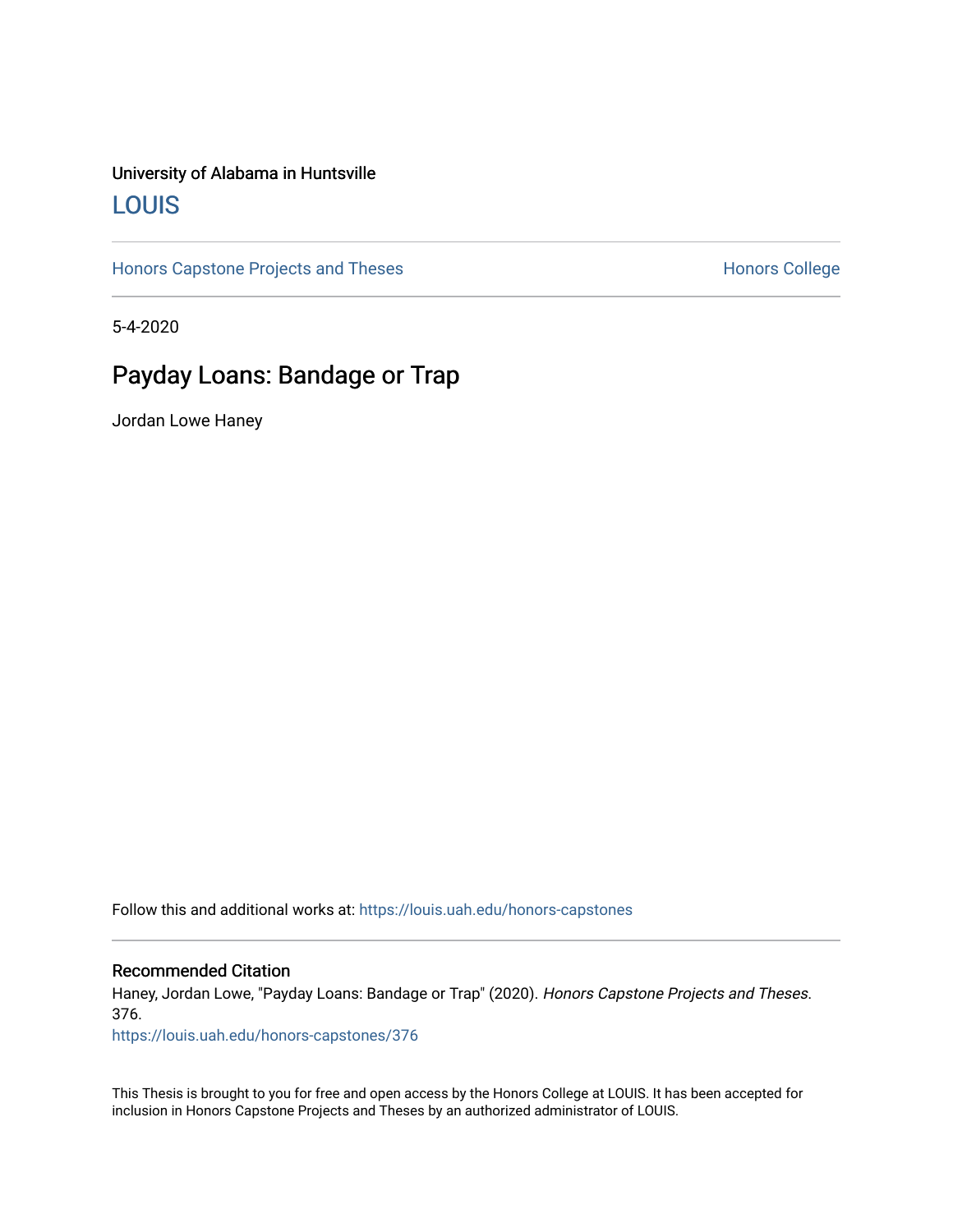University of Alabama in Huntsville

LOUIS

Honors Capstone Projects and Theses

Honors College

5-4-2020

# Payday Loans: Bandage or Trap

Jordan Lowe Haney

Follow this and additional works at: https://louis.uah.edu/honors-capstones

## Recommended Citation

Haney, Jordan Lowe, "Payday Loans: Bandage or Trap" (2020). *Honors Capstone Projects and Theses*. 376.
https://louis.uah.edu/honors-capstones/376

This Thesis is brought to you for free and open access by the Honors College at LOUIS. It has been accepted for inclusion in Honors Capstone Projects and Theses by an authorized administrator of LOUIS.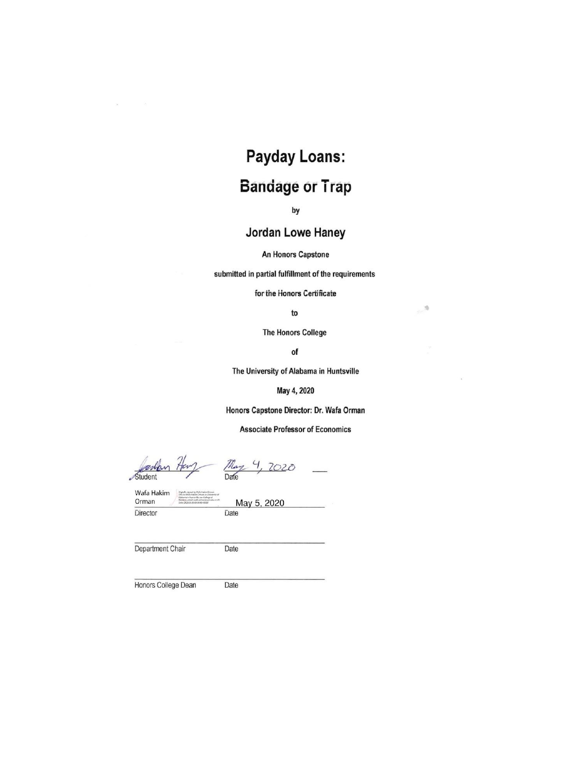# Payday Loans:

## Bandage or Trap

by

### Jordan Lowe Haney

An Honors Capstone

submitted in partial fulfillment of the requirements

for the Honors Certificate

to

The Honors College

of

The University of Alabama in Huntsville

May 4, 2020

Honors Capstone Director: Dr. Wafa Orman

Associate Professor of Economics

Jordan Haney　　May 4, 2020

Student　　Date

Wafa Hakim Orman　　May 5, 2020

Director　　Date

Department Chair　　Date

Honors College Dean　　Date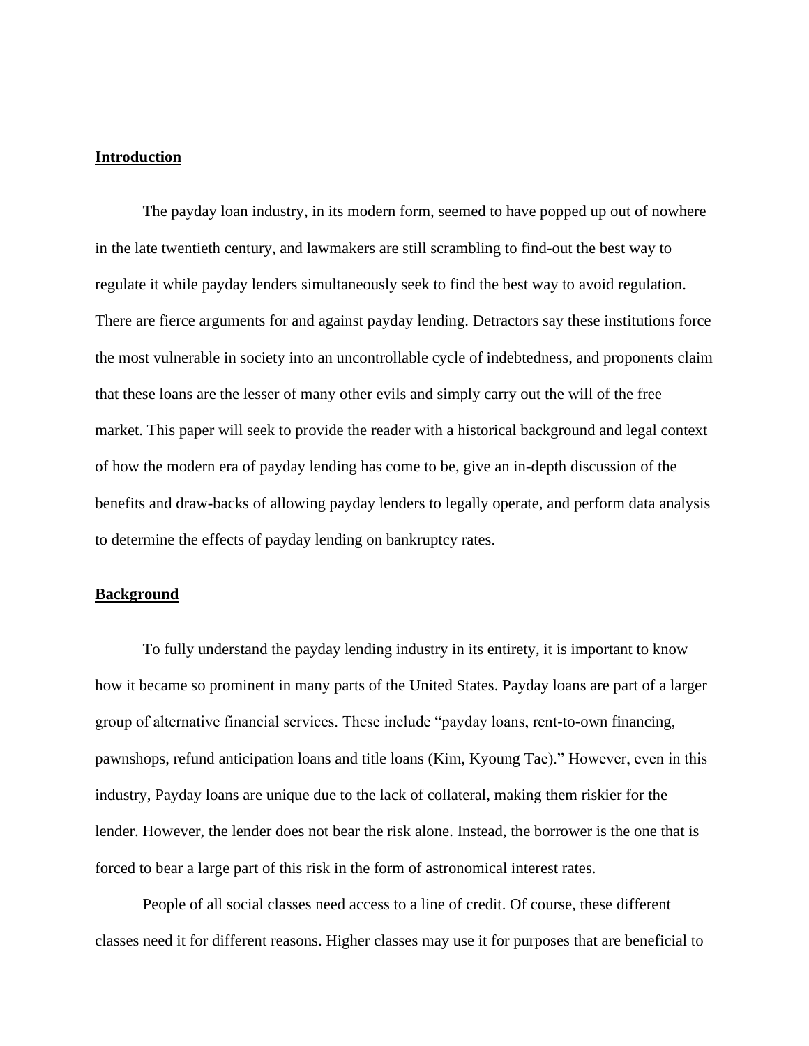## Introduction

The payday loan industry, in its modern form, seemed to have popped up out of nowhere in the late twentieth century, and lawmakers are still scrambling to find-out the best way to regulate it while payday lenders simultaneously seek to find the best way to avoid regulation. There are fierce arguments for and against payday lending. Detractors say these institutions force the most vulnerable in society into an uncontrollable cycle of indebtedness, and proponents claim that these loans are the lesser of many other evils and simply carry out the will of the free market. This paper will seek to provide the reader with a historical background and legal context of how the modern era of payday lending has come to be, give an in-depth discussion of the benefits and draw-backs of allowing payday lenders to legally operate, and perform data analysis to determine the effects of payday lending on bankruptcy rates.

## Background

To fully understand the payday lending industry in its entirety, it is important to know how it became so prominent in many parts of the United States. Payday loans are part of a larger group of alternative financial services. These include "payday loans, rent-to-own financing, pawnshops, refund anticipation loans and title loans (Kim, Kyoung Tae)." However, even in this industry, Payday loans are unique due to the lack of collateral, making them riskier for the lender. However, the lender does not bear the risk alone. Instead, the borrower is the one that is forced to bear a large part of this risk in the form of astronomical interest rates.

People of all social classes need access to a line of credit. Of course, these different classes need it for different reasons. Higher classes may use it for purposes that are beneficial to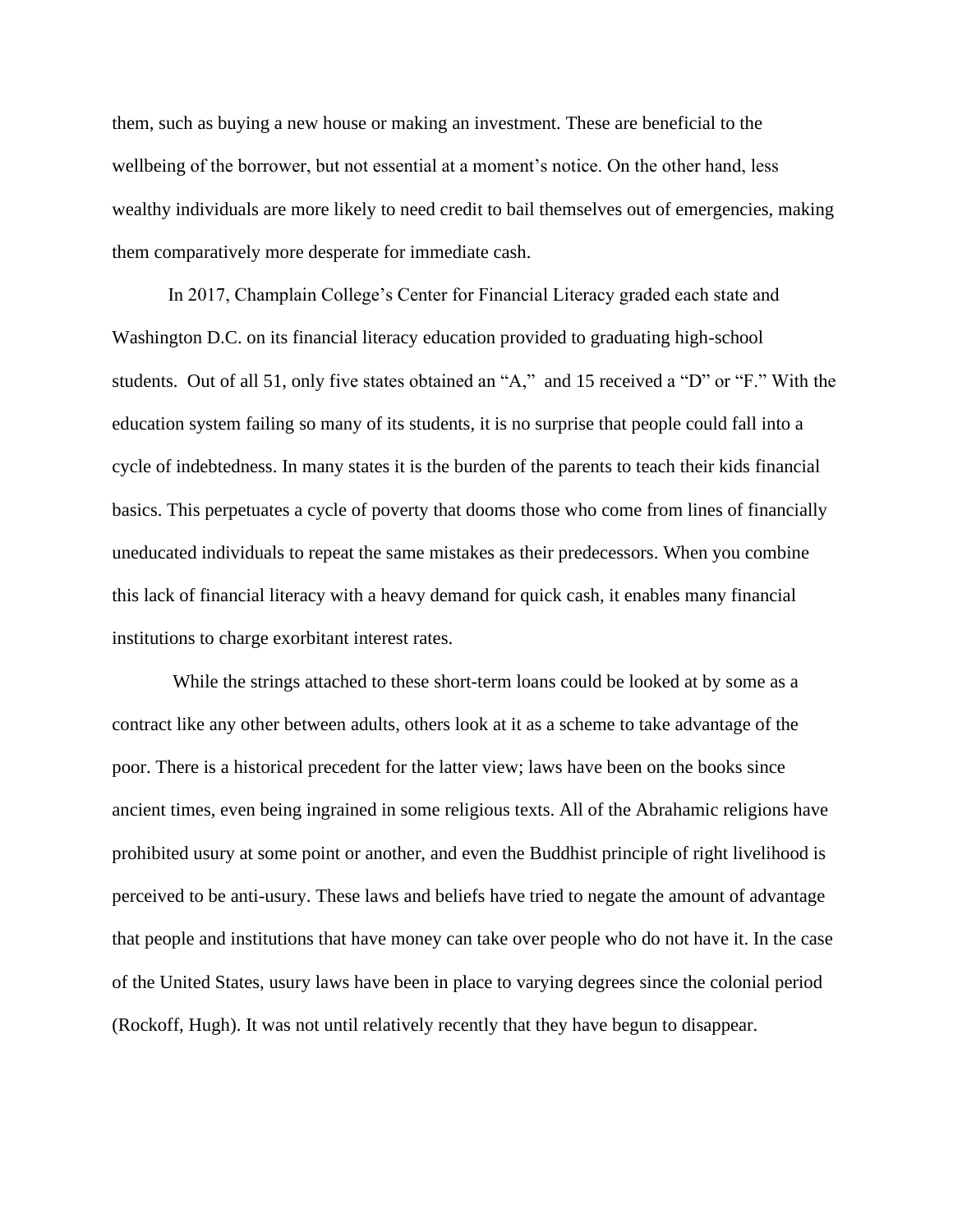them, such as buying a new house or making an investment. These are beneficial to the wellbeing of the borrower, but not essential at a moment's notice. On the other hand, less wealthy individuals are more likely to need credit to bail themselves out of emergencies, making them comparatively more desperate for immediate cash.

In 2017, Champlain College's Center for Financial Literacy graded each state and Washington D.C. on its financial literacy education provided to graduating high-school students. Out of all 51, only five states obtained an "A," and 15 received a "D" or "F." With the education system failing so many of its students, it is no surprise that people could fall into a cycle of indebtedness. In many states it is the burden of the parents to teach their kids financial basics. This perpetuates a cycle of poverty that dooms those who come from lines of financially uneducated individuals to repeat the same mistakes as their predecessors. When you combine this lack of financial literacy with a heavy demand for quick cash, it enables many financial institutions to charge exorbitant interest rates.

While the strings attached to these short-term loans could be looked at by some as a contract like any other between adults, others look at it as a scheme to take advantage of the poor. There is a historical precedent for the latter view; laws have been on the books since ancient times, even being ingrained in some religious texts. All of the Abrahamic religions have prohibited usury at some point or another, and even the Buddhist principle of right livelihood is perceived to be anti-usury. These laws and beliefs have tried to negate the amount of advantage that people and institutions that have money can take over people who do not have it. In the case of the United States, usury laws have been in place to varying degrees since the colonial period (Rockoff, Hugh). It was not until relatively recently that they have begun to disappear.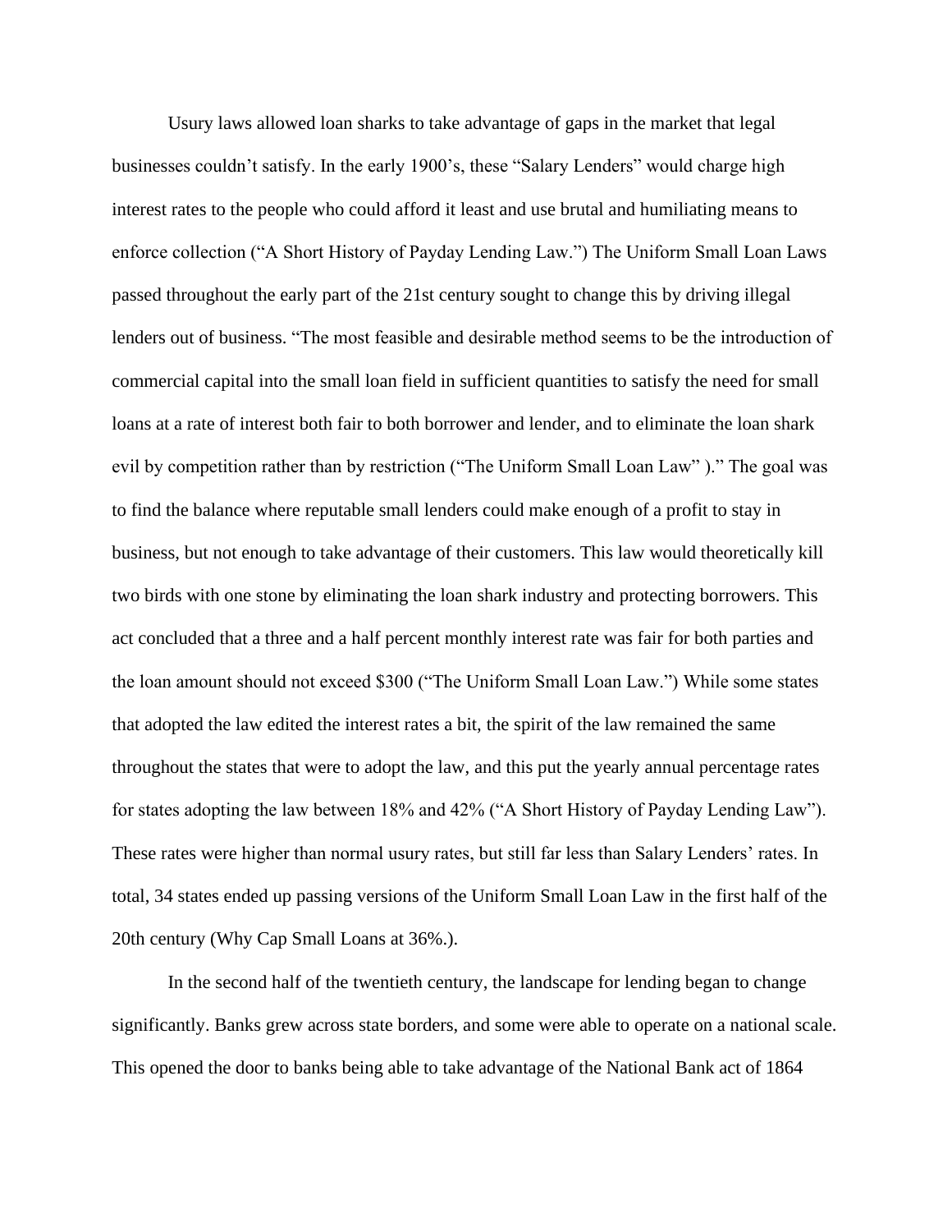Usury laws allowed loan sharks to take advantage of gaps in the market that legal businesses couldn't satisfy. In the early 1900's, these "Salary Lenders" would charge high interest rates to the people who could afford it least and use brutal and humiliating means to enforce collection ("A Short History of Payday Lending Law.") The Uniform Small Loan Laws passed throughout the early part of the 21st century sought to change this by driving illegal lenders out of business. "The most feasible and desirable method seems to be the introduction of commercial capital into the small loan field in sufficient quantities to satisfy the need for small loans at a rate of interest both fair to both borrower and lender, and to eliminate the loan shark evil by competition rather than by restriction ("The Uniform Small Loan Law" )." The goal was to find the balance where reputable small lenders could make enough of a profit to stay in business, but not enough to take advantage of their customers. This law would theoretically kill two birds with one stone by eliminating the loan shark industry and protecting borrowers. This act concluded that a three and a half percent monthly interest rate was fair for both parties and the loan amount should not exceed $300 ("The Uniform Small Loan Law.") While some states that adopted the law edited the interest rates a bit, the spirit of the law remained the same throughout the states that were to adopt the law, and this put the yearly annual percentage rates for states adopting the law between 18% and 42% ("A Short History of Payday Lending Law"). These rates were higher than normal usury rates, but still far less than Salary Lenders' rates. In total, 34 states ended up passing versions of the Uniform Small Loan Law in the first half of the 20th century (Why Cap Small Loans at 36%.).

In the second half of the twentieth century, the landscape for lending began to change significantly. Banks grew across state borders, and some were able to operate on a national scale. This opened the door to banks being able to take advantage of the National Bank act of 1864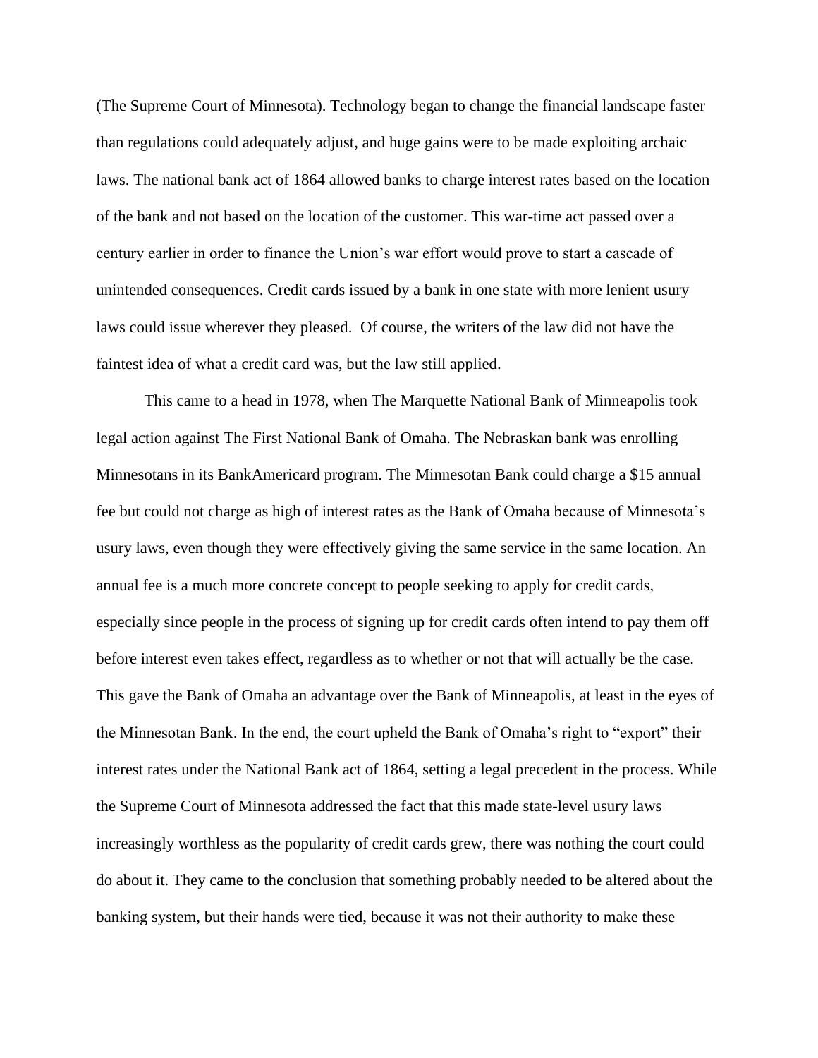(The Supreme Court of Minnesota). Technology began to change the financial landscape faster than regulations could adequately adjust, and huge gains were to be made exploiting archaic laws. The national bank act of 1864 allowed banks to charge interest rates based on the location of the bank and not based on the location of the customer. This war-time act passed over a century earlier in order to finance the Union's war effort would prove to start a cascade of unintended consequences. Credit cards issued by a bank in one state with more lenient usury laws could issue wherever they pleased.  Of course, the writers of the law did not have the faintest idea of what a credit card was, but the law still applied.

This came to a head in 1978, when The Marquette National Bank of Minneapolis took legal action against The First National Bank of Omaha. The Nebraskan bank was enrolling Minnesotans in its BankAmericard program. The Minnesotan Bank could charge a $15 annual fee but could not charge as high of interest rates as the Bank of Omaha because of Minnesota's usury laws, even though they were effectively giving the same service in the same location. An annual fee is a much more concrete concept to people seeking to apply for credit cards, especially since people in the process of signing up for credit cards often intend to pay them off before interest even takes effect, regardless as to whether or not that will actually be the case. This gave the Bank of Omaha an advantage over the Bank of Minneapolis, at least in the eyes of the Minnesotan Bank. In the end, the court upheld the Bank of Omaha's right to "export" their interest rates under the National Bank act of 1864, setting a legal precedent in the process. While the Supreme Court of Minnesota addressed the fact that this made state-level usury laws increasingly worthless as the popularity of credit cards grew, there was nothing the court could do about it. They came to the conclusion that something probably needed to be altered about the banking system, but their hands were tied, because it was not their authority to make these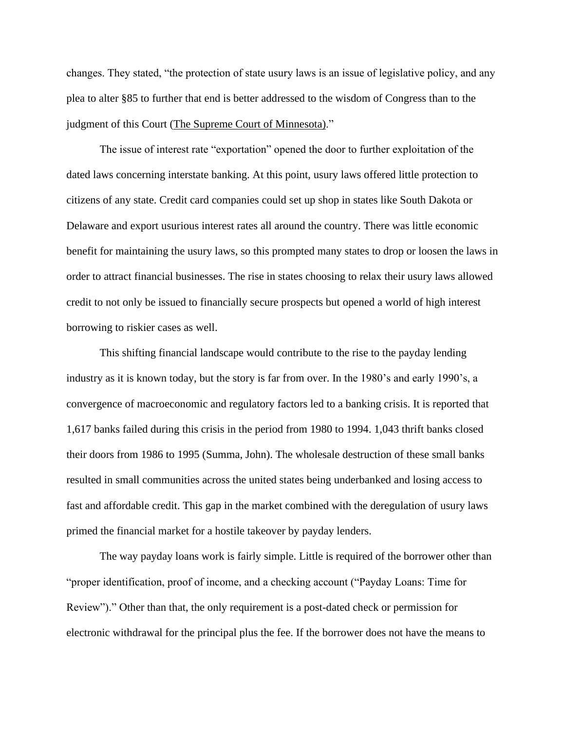changes. They stated, "the protection of state usury laws is an issue of legislative policy, and any plea to alter §85 to further that end is better addressed to the wisdom of Congress than to the judgment of this Court (The Supreme Court of Minnesota)."

The issue of interest rate "exportation" opened the door to further exploitation of the dated laws concerning interstate banking. At this point, usury laws offered little protection to citizens of any state. Credit card companies could set up shop in states like South Dakota or Delaware and export usurious interest rates all around the country. There was little economic benefit for maintaining the usury laws, so this prompted many states to drop or loosen the laws in order to attract financial businesses. The rise in states choosing to relax their usury laws allowed credit to not only be issued to financially secure prospects but opened a world of high interest borrowing to riskier cases as well.

This shifting financial landscape would contribute to the rise to the payday lending industry as it is known today, but the story is far from over. In the 1980's and early 1990's, a convergence of macroeconomic and regulatory factors led to a banking crisis. It is reported that 1,617 banks failed during this crisis in the period from 1980 to 1994. 1,043 thrift banks closed their doors from 1986 to 1995 (Summa, John). The wholesale destruction of these small banks resulted in small communities across the united states being underbanked and losing access to fast and affordable credit. This gap in the market combined with the deregulation of usury laws primed the financial market for a hostile takeover by payday lenders.

The way payday loans work is fairly simple. Little is required of the borrower other than "proper identification, proof of income, and a checking account ("Payday Loans: Time for Review")." Other than that, the only requirement is a post-dated check or permission for electronic withdrawal for the principal plus the fee. If the borrower does not have the means to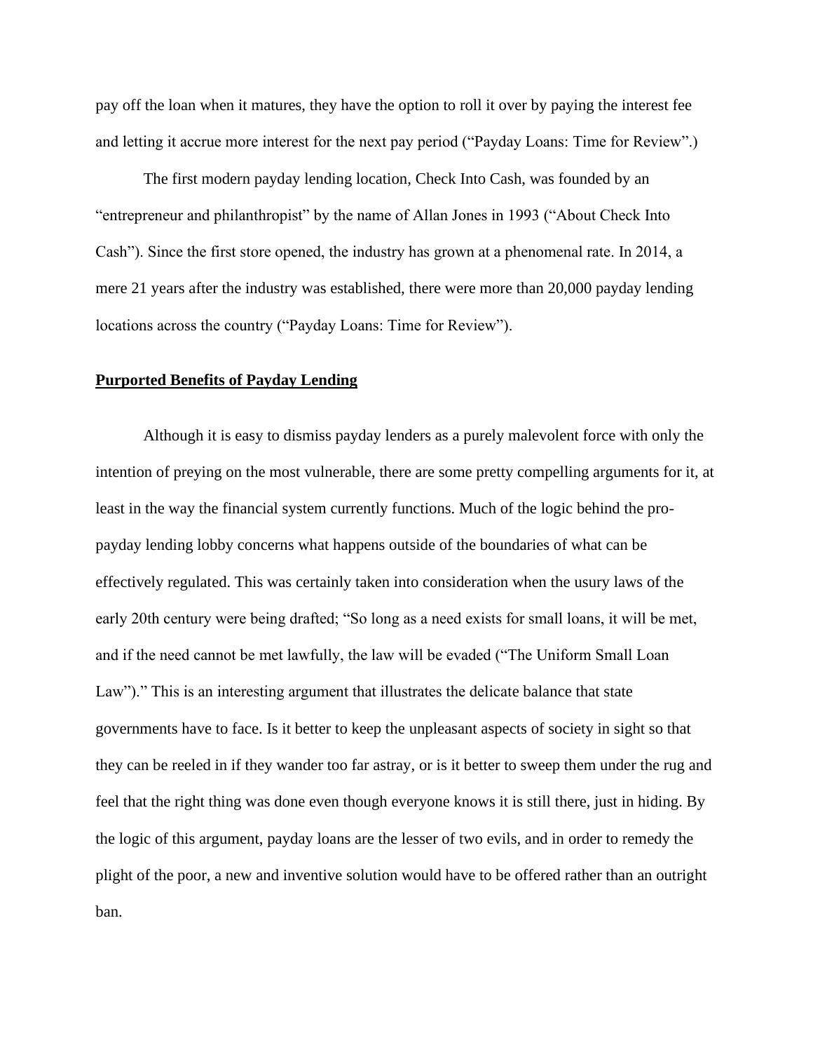pay off the loan when it matures, they have the option to roll it over by paying the interest fee and letting it accrue more interest for the next pay period ("Payday Loans: Time for Review".)

The first modern payday lending location, Check Into Cash, was founded by an "entrepreneur and philanthropist" by the name of Allan Jones in 1993 ("About Check Into Cash"). Since the first store opened, the industry has grown at a phenomenal rate. In 2014, a mere 21 years after the industry was established, there were more than 20,000 payday lending locations across the country ("Payday Loans: Time for Review").

## Purported Benefits of Payday Lending

Although it is easy to dismiss payday lenders as a purely malevolent force with only the intention of preying on the most vulnerable, there are some pretty compelling arguments for it, at least in the way the financial system currently functions. Much of the logic behind the pro-payday lending lobby concerns what happens outside of the boundaries of what can be effectively regulated. This was certainly taken into consideration when the usury laws of the early 20th century were being drafted; "So long as a need exists for small loans, it will be met, and if the need cannot be met lawfully, the law will be evaded ("The Uniform Small Loan Law")." This is an interesting argument that illustrates the delicate balance that state governments have to face. Is it better to keep the unpleasant aspects of society in sight so that they can be reeled in if they wander too far astray, or is it better to sweep them under the rug and feel that the right thing was done even though everyone knows it is still there, just in hiding. By the logic of this argument, payday loans are the lesser of two evils, and in order to remedy the plight of the poor, a new and inventive solution would have to be offered rather than an outright ban.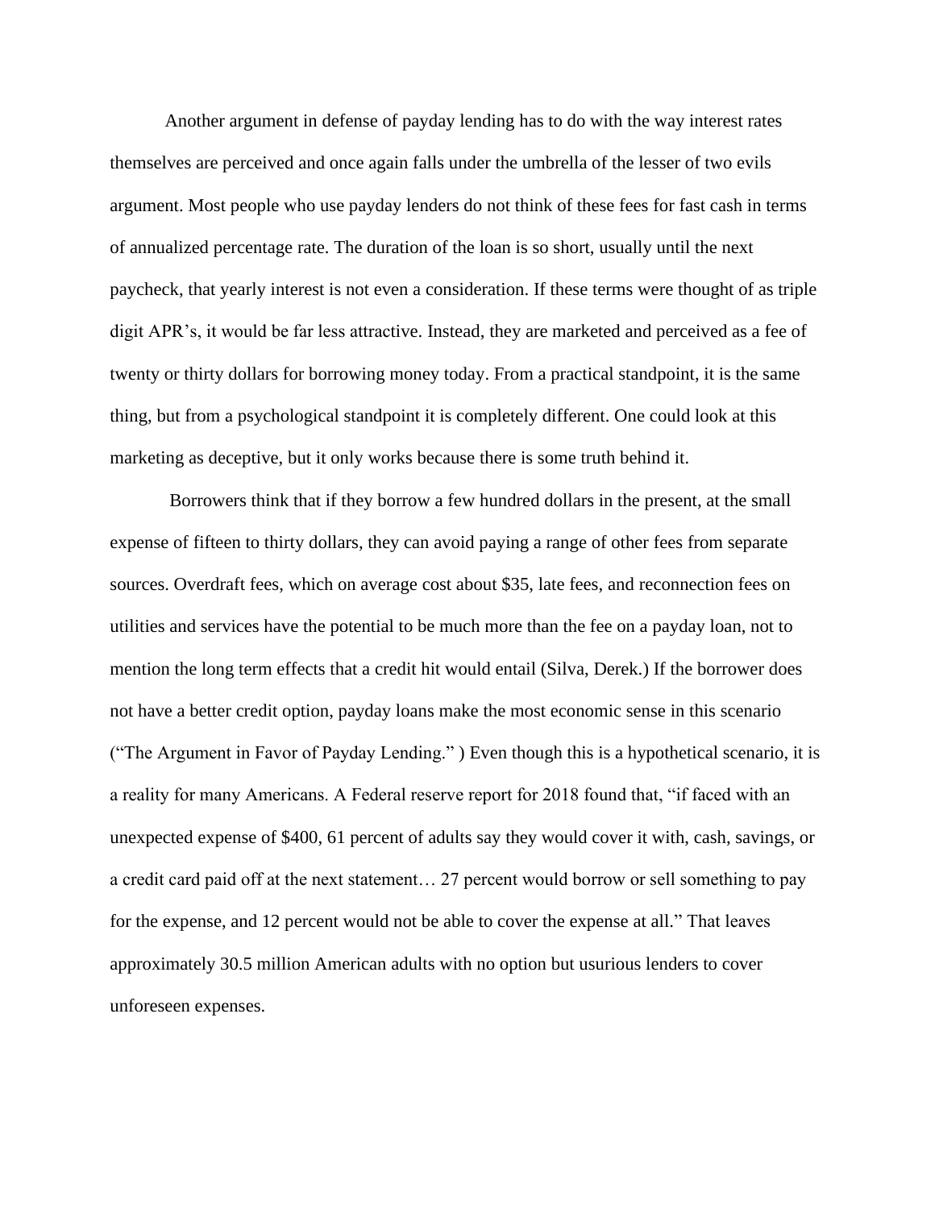Another argument in defense of payday lending has to do with the way interest rates themselves are perceived and once again falls under the umbrella of the lesser of two evils argument. Most people who use payday lenders do not think of these fees for fast cash in terms of annualized percentage rate. The duration of the loan is so short, usually until the next paycheck, that yearly interest is not even a consideration. If these terms were thought of as triple digit APR's, it would be far less attractive. Instead, they are marketed and perceived as a fee of twenty or thirty dollars for borrowing money today. From a practical standpoint, it is the same thing, but from a psychological standpoint it is completely different. One could look at this marketing as deceptive, but it only works because there is some truth behind it.

Borrowers think that if they borrow a few hundred dollars in the present, at the small expense of fifteen to thirty dollars, they can avoid paying a range of other fees from separate sources. Overdraft fees, which on average cost about $35, late fees, and reconnection fees on utilities and services have the potential to be much more than the fee on a payday loan, not to mention the long term effects that a credit hit would entail (Silva, Derek.) If the borrower does not have a better credit option, payday loans make the most economic sense in this scenario ("The Argument in Favor of Payday Lending." ) Even though this is a hypothetical scenario, it is a reality for many Americans. A Federal reserve report for 2018 found that, "if faced with an unexpected expense of $400, 61 percent of adults say they would cover it with, cash, savings, or a credit card paid off at the next statement… 27 percent would borrow or sell something to pay for the expense, and 12 percent would not be able to cover the expense at all." That leaves approximately 30.5 million American adults with no option but usurious lenders to cover unforeseen expenses.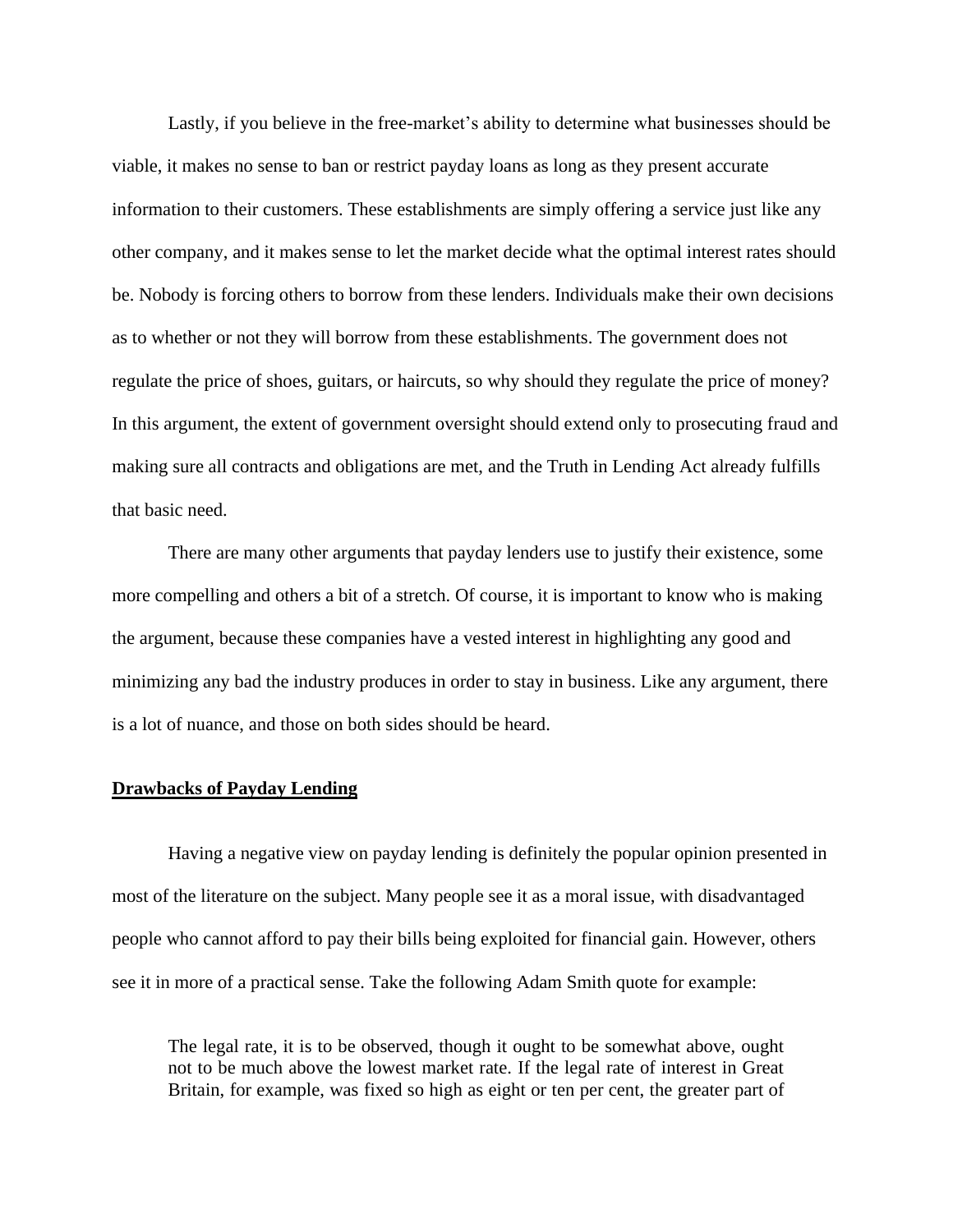Lastly, if you believe in the free-market's ability to determine what businesses should be viable, it makes no sense to ban or restrict payday loans as long as they present accurate information to their customers. These establishments are simply offering a service just like any other company, and it makes sense to let the market decide what the optimal interest rates should be. Nobody is forcing others to borrow from these lenders. Individuals make their own decisions as to whether or not they will borrow from these establishments. The government does not regulate the price of shoes, guitars, or haircuts, so why should they regulate the price of money? In this argument, the extent of government oversight should extend only to prosecuting fraud and making sure all contracts and obligations are met, and the Truth in Lending Act already fulfills that basic need.

There are many other arguments that payday lenders use to justify their existence, some more compelling and others a bit of a stretch. Of course, it is important to know who is making the argument, because these companies have a vested interest in highlighting any good and minimizing any bad the industry produces in order to stay in business. Like any argument, there is a lot of nuance, and those on both sides should be heard.

## **Drawbacks of Payday Lending**

Having a negative view on payday lending is definitely the popular opinion presented in most of the literature on the subject. Many people see it as a moral issue, with disadvantaged people who cannot afford to pay their bills being exploited for financial gain. However, others see it in more of a practical sense. Take the following Adam Smith quote for example:

> The legal rate, it is to be observed, though it ought to be somewhat above, ought not to be much above the lowest market rate. If the legal rate of interest in Great Britain, for example, was fixed so high as eight or ten per cent, the greater part of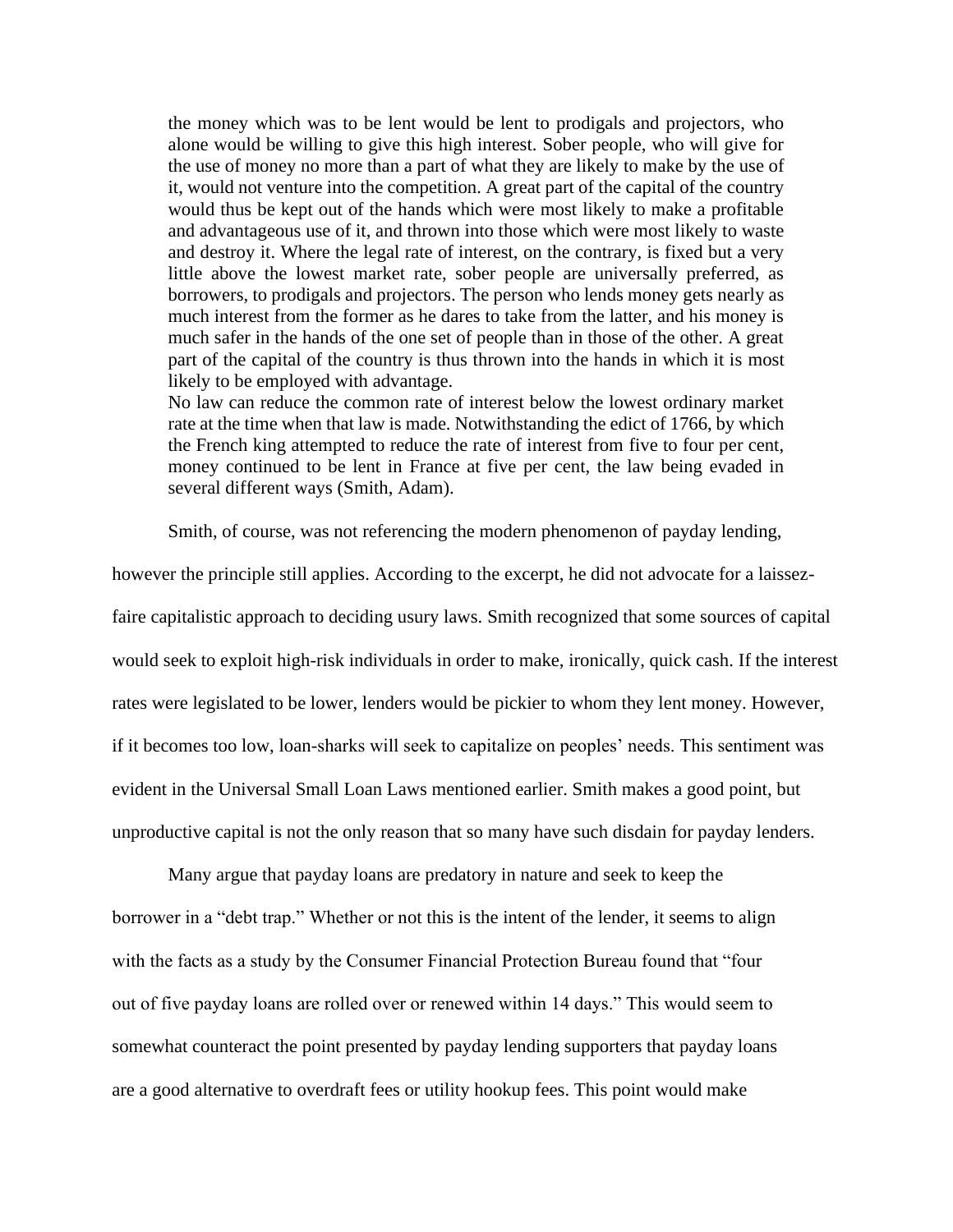> the money which was to be lent would be lent to prodigals and projectors, who alone would be willing to give this high interest. Sober people, who will give for the use of money no more than a part of what they are likely to make by the use of it, would not venture into the competition. A great part of the capital of the country would thus be kept out of the hands which were most likely to make a profitable and advantageous use of it, and thrown into those which were most likely to waste and destroy it. Where the legal rate of interest, on the contrary, is fixed but a very little above the lowest market rate, sober people are universally preferred, as borrowers, to prodigals and projectors. The person who lends money gets nearly as much interest from the former as he dares to take from the latter, and his money is much safer in the hands of the one set of people than in those of the other. A great part of the capital of the country is thus thrown into the hands in which it is most likely to be employed with advantage.
>
> No law can reduce the common rate of interest below the lowest ordinary market rate at the time when that law is made. Notwithstanding the edict of 1766, by which the French king attempted to reduce the rate of interest from five to four per cent, money continued to be lent in France at five per cent, the law being evaded in several different ways (Smith, Adam).

Smith, of course, was not referencing the modern phenomenon of payday lending, however the principle still applies. According to the excerpt, he did not advocate for a laissez-faire capitalistic approach to deciding usury laws. Smith recognized that some sources of capital would seek to exploit high-risk individuals in order to make, ironically, quick cash. If the interest rates were legislated to be lower, lenders would be pickier to whom they lent money. However, if it becomes too low, loan-sharks will seek to capitalize on peoples' needs. This sentiment was evident in the Universal Small Loan Laws mentioned earlier. Smith makes a good point, but unproductive capital is not the only reason that so many have such disdain for payday lenders.

Many argue that payday loans are predatory in nature and seek to keep the borrower in a "debt trap." Whether or not this is the intent of the lender, it seems to align with the facts as a study by the Consumer Financial Protection Bureau found that "four out of five payday loans are rolled over or renewed within 14 days." This would seem to somewhat counteract the point presented by payday lending supporters that payday loans are a good alternative to overdraft fees or utility hookup fees. This point would make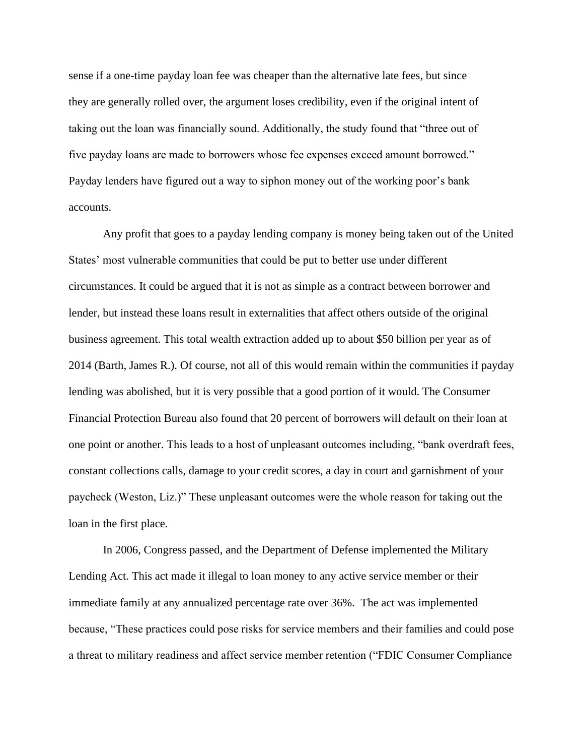sense if a one-time payday loan fee was cheaper than the alternative late fees, but since they are generally rolled over, the argument loses credibility, even if the original intent of taking out the loan was financially sound. Additionally, the study found that "three out of five payday loans are made to borrowers whose fee expenses exceed amount borrowed." Payday lenders have figured out a way to siphon money out of the working poor's bank accounts.

Any profit that goes to a payday lending company is money being taken out of the United States' most vulnerable communities that could be put to better use under different circumstances. It could be argued that it is not as simple as a contract between borrower and lender, but instead these loans result in externalities that affect others outside of the original business agreement. This total wealth extraction added up to about $50 billion per year as of 2014 (Barth, James R.). Of course, not all of this would remain within the communities if payday lending was abolished, but it is very possible that a good portion of it would. The Consumer Financial Protection Bureau also found that 20 percent of borrowers will default on their loan at one point or another. This leads to a host of unpleasant outcomes including, "bank overdraft fees, constant collections calls, damage to your credit scores, a day in court and garnishment of your paycheck (Weston, Liz.)" These unpleasant outcomes were the whole reason for taking out the loan in the first place.

In 2006, Congress passed, and the Department of Defense implemented the Military Lending Act. This act made it illegal to loan money to any active service member or their immediate family at any annualized percentage rate over 36%. The act was implemented because, "These practices could pose risks for service members and their families and could pose a threat to military readiness and affect service member retention ("FDIC Consumer Compliance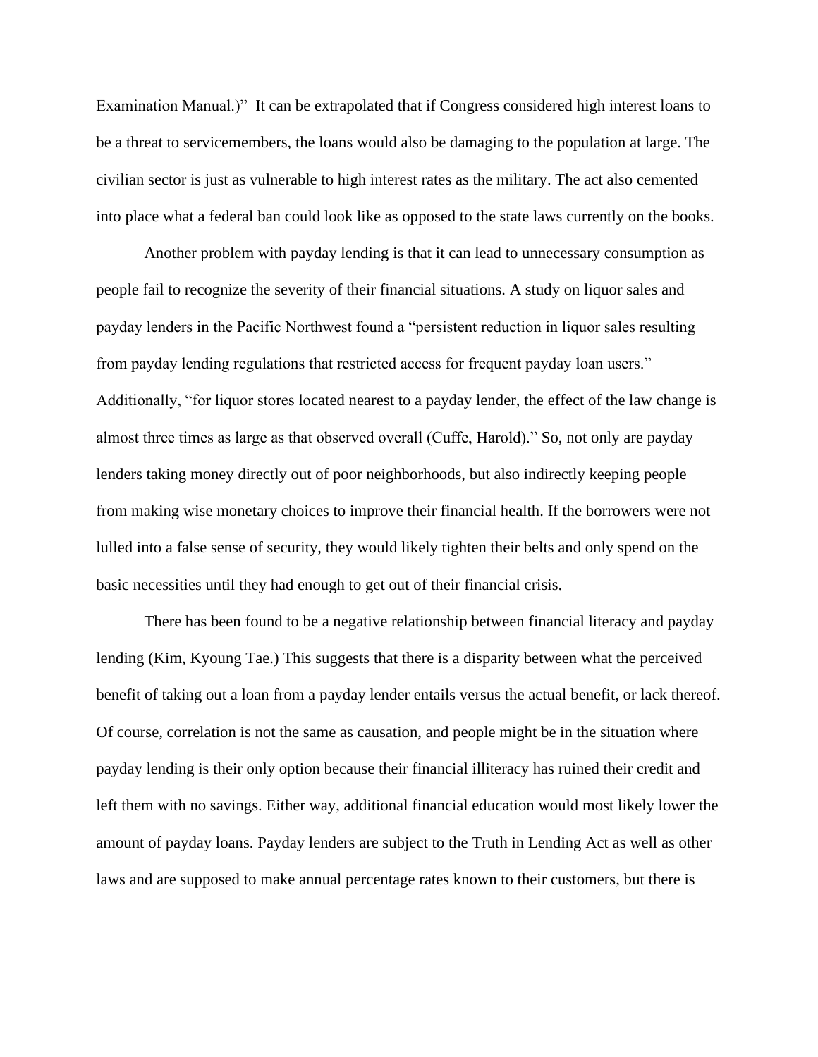Examination Manual.)" It can be extrapolated that if Congress considered high interest loans to be a threat to servicemembers, the loans would also be damaging to the population at large. The civilian sector is just as vulnerable to high interest rates as the military. The act also cemented into place what a federal ban could look like as opposed to the state laws currently on the books.

Another problem with payday lending is that it can lead to unnecessary consumption as people fail to recognize the severity of their financial situations. A study on liquor sales and payday lenders in the Pacific Northwest found a "persistent reduction in liquor sales resulting from payday lending regulations that restricted access for frequent payday loan users." Additionally, "for liquor stores located nearest to a payday lender, the effect of the law change is almost three times as large as that observed overall (Cuffe, Harold)." So, not only are payday lenders taking money directly out of poor neighborhoods, but also indirectly keeping people from making wise monetary choices to improve their financial health. If the borrowers were not lulled into a false sense of security, they would likely tighten their belts and only spend on the basic necessities until they had enough to get out of their financial crisis.

There has been found to be a negative relationship between financial literacy and payday lending (Kim, Kyoung Tae.) This suggests that there is a disparity between what the perceived benefit of taking out a loan from a payday lender entails versus the actual benefit, or lack thereof. Of course, correlation is not the same as causation, and people might be in the situation where payday lending is their only option because their financial illiteracy has ruined their credit and left them with no savings. Either way, additional financial education would most likely lower the amount of payday loans. Payday lenders are subject to the Truth in Lending Act as well as other laws and are supposed to make annual percentage rates known to their customers, but there is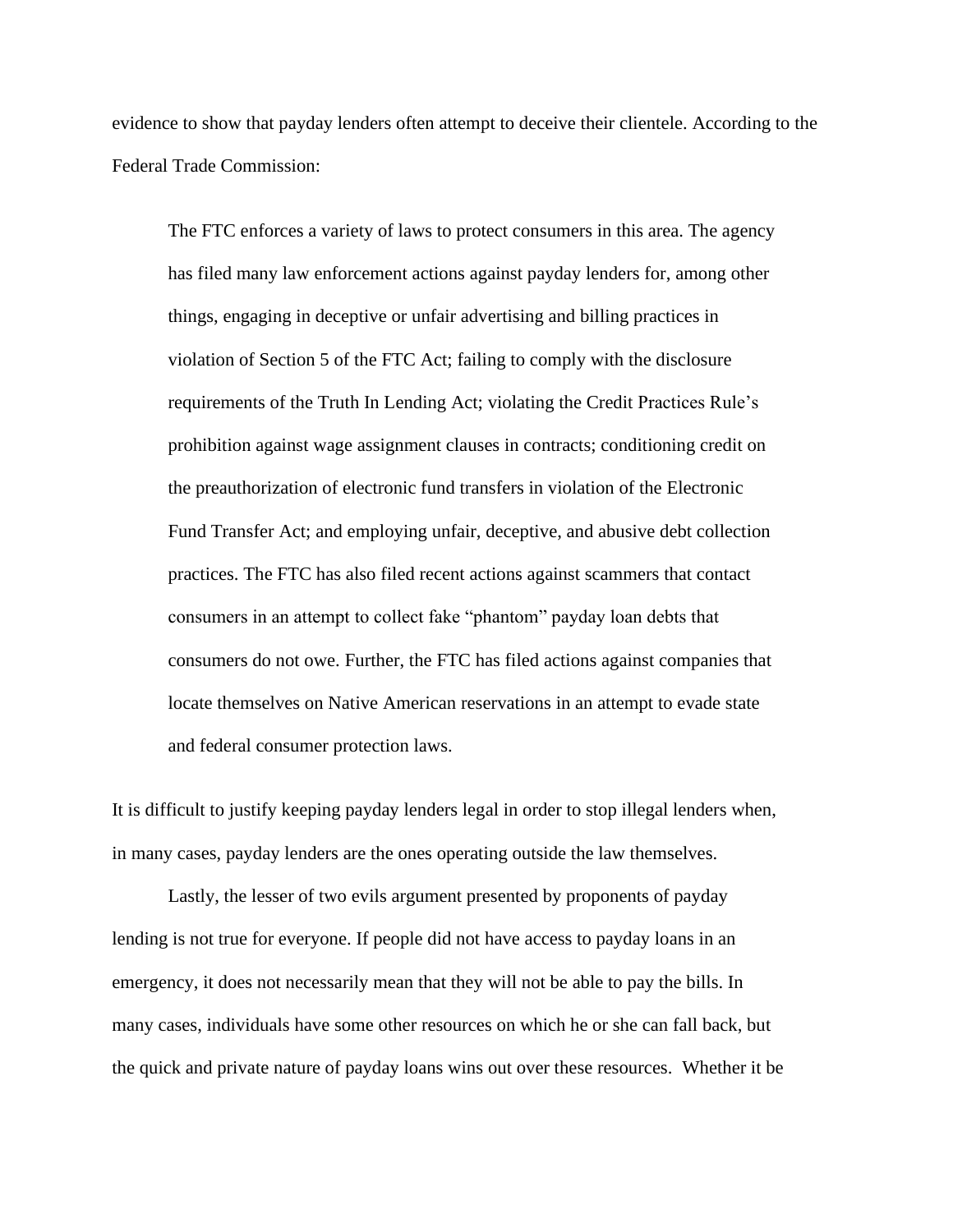evidence to show that payday lenders often attempt to deceive their clientele. According to the Federal Trade Commission:

> The FTC enforces a variety of laws to protect consumers in this area. The agency has filed many law enforcement actions against payday lenders for, among other things, engaging in deceptive or unfair advertising and billing practices in violation of Section 5 of the FTC Act; failing to comply with the disclosure requirements of the Truth In Lending Act; violating the Credit Practices Rule's prohibition against wage assignment clauses in contracts; conditioning credit on the preauthorization of electronic fund transfers in violation of the Electronic Fund Transfer Act; and employing unfair, deceptive, and abusive debt collection practices. The FTC has also filed recent actions against scammers that contact consumers in an attempt to collect fake "phantom" payday loan debts that consumers do not owe. Further, the FTC has filed actions against companies that locate themselves on Native American reservations in an attempt to evade state and federal consumer protection laws.

It is difficult to justify keeping payday lenders legal in order to stop illegal lenders when, in many cases, payday lenders are the ones operating outside the law themselves.

Lastly, the lesser of two evils argument presented by proponents of payday lending is not true for everyone. If people did not have access to payday loans in an emergency, it does not necessarily mean that they will not be able to pay the bills. In many cases, individuals have some other resources on which he or she can fall back, but the quick and private nature of payday loans wins out over these resources. Whether it be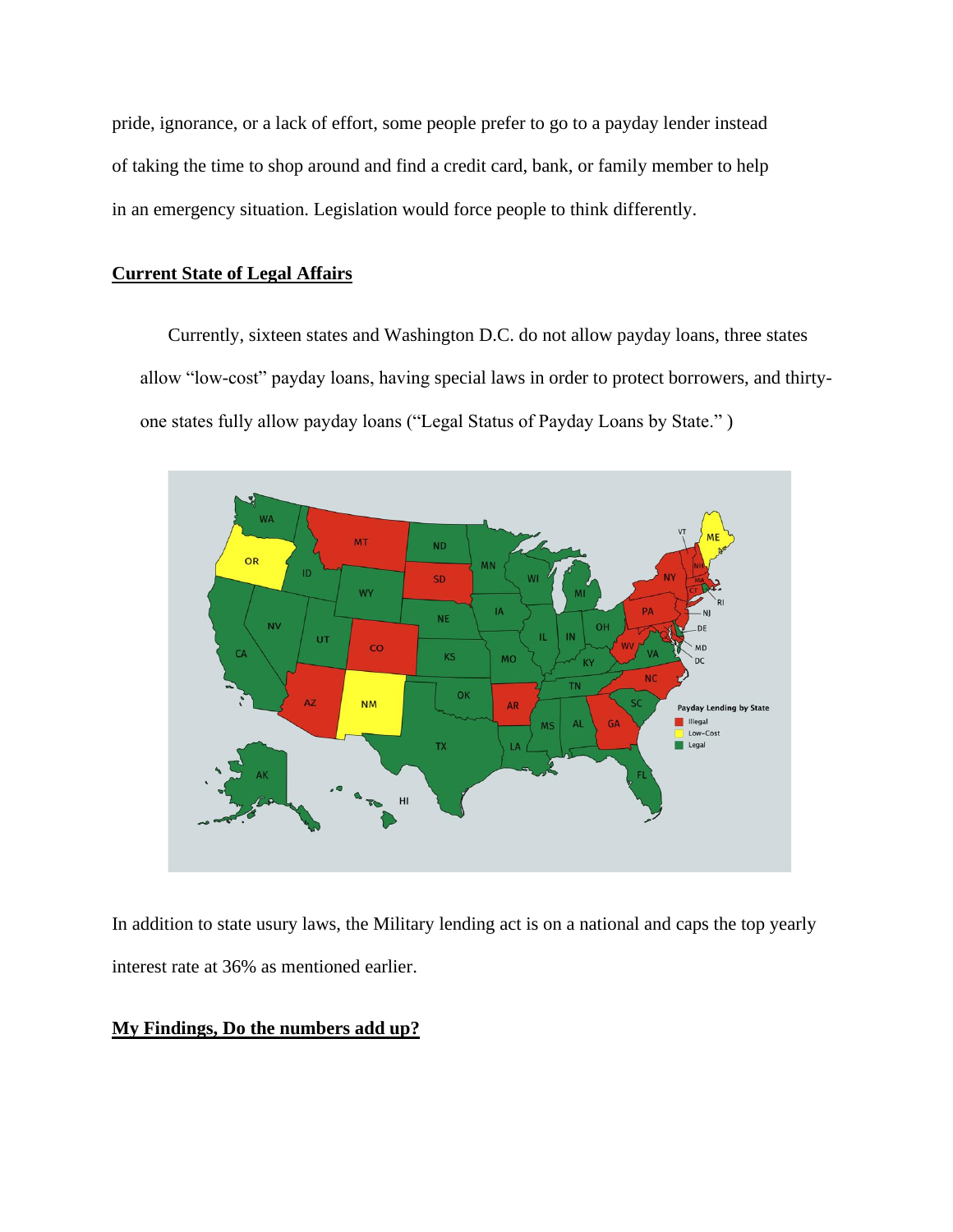pride, ignorance, or a lack of effort, some people prefer to go to a payday lender instead of taking the time to shop around and find a credit card, bank, or family member to help in an emergency situation. Legislation would force people to think differently.

## Current State of Legal Affairs

Currently, sixteen states and Washington D.C. do not allow payday loans, three states allow "low-cost" payday loans, having special laws in order to protect borrowers, and thirty-one states fully allow payday loans ("Legal Status of Payday Loans by State." )

In addition to state usury laws, the Military lending act is on a national and caps the top yearly interest rate at 36% as mentioned earlier.

## My Findings, Do the numbers add up?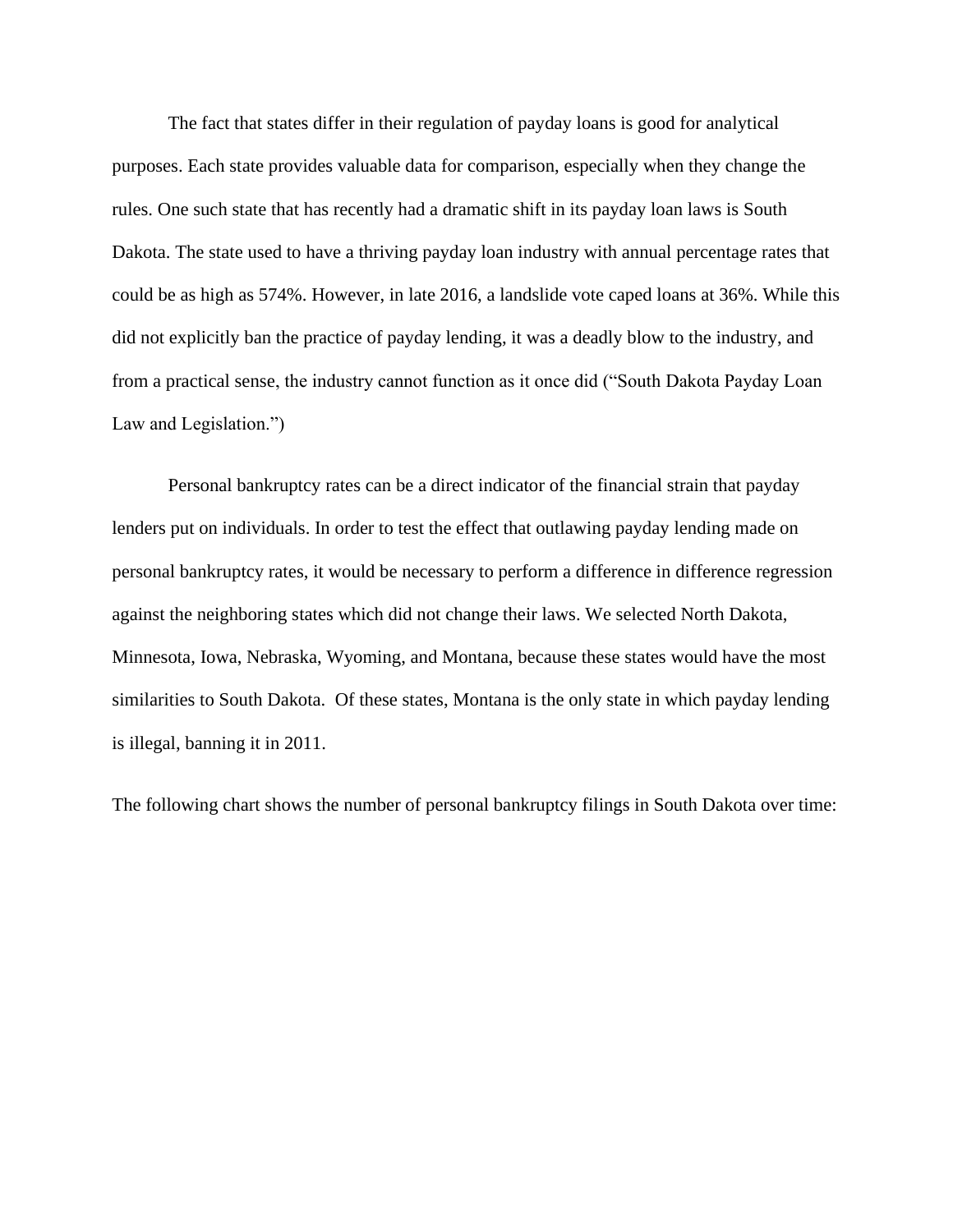The fact that states differ in their regulation of payday loans is good for analytical purposes. Each state provides valuable data for comparison, especially when they change the rules. One such state that has recently had a dramatic shift in its payday loan laws is South Dakota. The state used to have a thriving payday loan industry with annual percentage rates that could be as high as 574%. However, in late 2016, a landslide vote caped loans at 36%. While this did not explicitly ban the practice of payday lending, it was a deadly blow to the industry, and from a practical sense, the industry cannot function as it once did ("South Dakota Payday Loan Law and Legislation.")

Personal bankruptcy rates can be a direct indicator of the financial strain that payday lenders put on individuals. In order to test the effect that outlawing payday lending made on personal bankruptcy rates, it would be necessary to perform a difference in difference regression against the neighboring states which did not change their laws. We selected North Dakota, Minnesota, Iowa, Nebraska, Wyoming, and Montana, because these states would have the most similarities to South Dakota. Of these states, Montana is the only state in which payday lending is illegal, banning it in 2011.

The following chart shows the number of personal bankruptcy filings in South Dakota over time: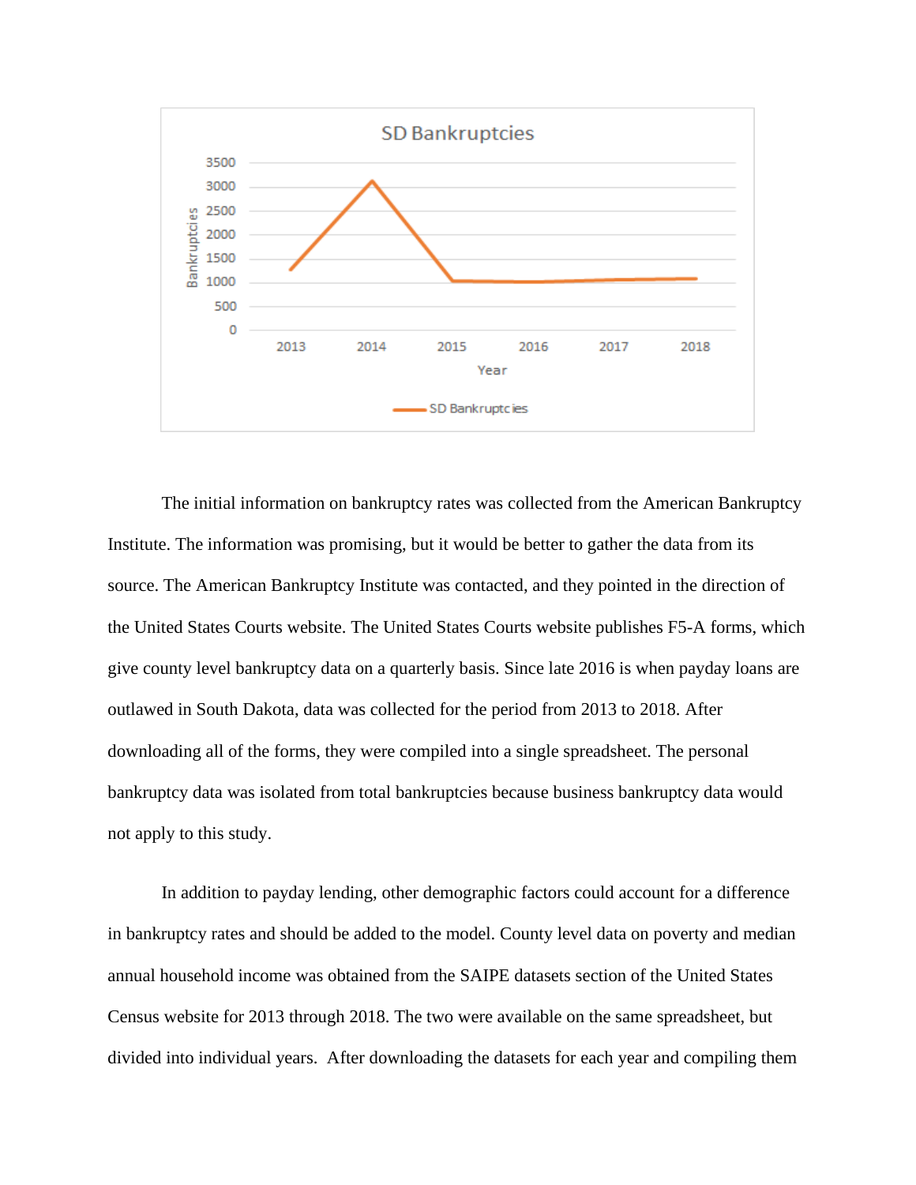The initial information on bankruptcy rates was collected from the American Bankruptcy Institute. The information was promising, but it would be better to gather the data from its source. The American Bankruptcy Institute was contacted, and they pointed in the direction of the United States Courts website. The United States Courts website publishes F5-A forms, which give county level bankruptcy data on a quarterly basis. Since late 2016 is when payday loans are outlawed in South Dakota, data was collected for the period from 2013 to 2018. After downloading all of the forms, they were compiled into a single spreadsheet. The personal bankruptcy data was isolated from total bankruptcies because business bankruptcy data would not apply to this study.

In addition to payday lending, other demographic factors could account for a difference in bankruptcy rates and should be added to the model. County level data on poverty and median annual household income was obtained from the SAIPE datasets section of the United States Census website for 2013 through 2018. The two were available on the same spreadsheet, but divided into individual years. After downloading the datasets for each year and compiling them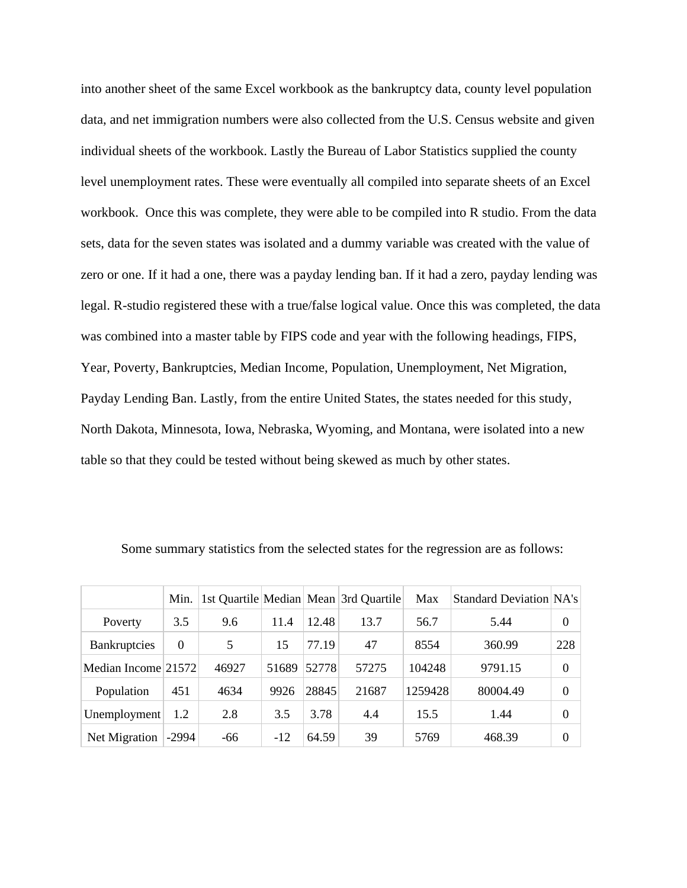into another sheet of the same Excel workbook as the bankruptcy data, county level population data, and net immigration numbers were also collected from the U.S. Census website and given individual sheets of the workbook. Lastly the Bureau of Labor Statistics supplied the county level unemployment rates. These were eventually all compiled into separate sheets of an Excel workbook.  Once this was complete, they were able to be compiled into R studio. From the data sets, data for the seven states was isolated and a dummy variable was created with the value of zero or one. If it had a one, there was a payday lending ban. If it had a zero, payday lending was legal. R-studio registered these with a true/false logical value. Once this was completed, the data was combined into a master table by FIPS code and year with the following headings, FIPS, Year, Poverty, Bankruptcies, Median Income, Population, Unemployment, Net Migration, Payday Lending Ban. Lastly, from the entire United States, the states needed for this study, North Dakota, Minnesota, Iowa, Nebraska, Wyoming, and Montana, were isolated into a new table so that they could be tested without being skewed as much by other states.

Some summary statistics from the selected states for the regression are as follows:

| | Min. | 1st Quartile | Median | Mean | 3rd Quartile | Max | Standard Deviation | NA's |
|---|---|---|---|---|---|---|---|---|
| Poverty | 3.5 | 9.6 | 11.4 | 12.48 | 13.7 | 56.7 | 5.44 | 0 |
| Bankruptcies | 0 | 5 | 15 | 77.19 | 47 | 8554 | 360.99 | 228 |
| Median Income | 21572 | 46927 | 51689 | 52778 | 57275 | 104248 | 9791.15 | 0 |
| Population | 451 | 4634 | 9926 | 28845 | 21687 | 1259428 | 80004.49 | 0 |
| Unemployment | 1.2 | 2.8 | 3.5 | 3.78 | 4.4 | 15.5 | 1.44 | 0 |
| Net Migration | -2994 | -66 | -12 | 64.59 | 39 | 5769 | 468.39 | 0 |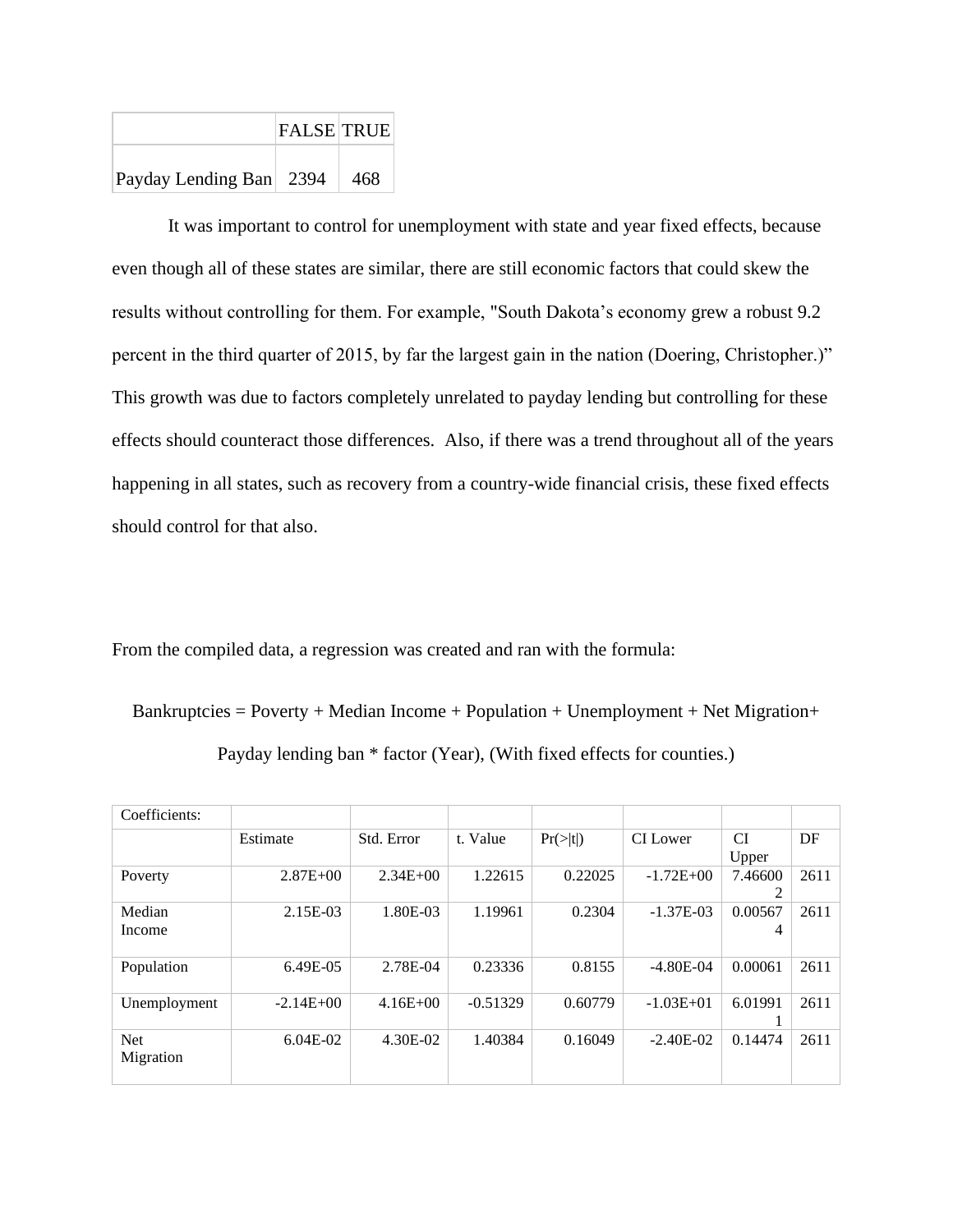| | FALSE | TRUE |
|---|---|---|
| Payday Lending Ban | 2394 | 468 |

It was important to control for unemployment with state and year fixed effects, because even though all of these states are similar, there are still economic factors that could skew the results without controlling for them. For example, "South Dakota's economy grew a robust 9.2 percent in the third quarter of 2015, by far the largest gain in the nation (Doering, Christopher.)" This growth was due to factors completely unrelated to payday lending but controlling for these effects should counteract those differences. Also, if there was a trend throughout all of the years happening in all states, such as recovery from a country-wide financial crisis, these fixed effects should control for that also.

From the compiled data, a regression was created and ran with the formula:

Bankruptcies = Poverty + Median Income + Population + Unemployment + Net Migration+ Payday lending ban * factor (Year), (With fixed effects for counties.)

| Coefficients: | | | | | | | |
|---|---|---|---|---|---|---|---|
| | Estimate | Std. Error | t. Value | Pr(>\|t\|) | CI Lower | CI Upper | DF |
| Poverty | 2.87E+00 | 2.34E+00 | 1.22615 | 0.22025 | -1.72E+00 | 7.466002 | 2611 |
| Median Income | 2.15E-03 | 1.80E-03 | 1.19961 | 0.2304 | -1.37E-03 | 0.005674 | 2611 |
| Population | 6.49E-05 | 2.78E-04 | 0.23336 | 0.8155 | -4.80E-04 | 0.00061 | 2611 |
| Unemployment | -2.14E+00 | 4.16E+00 | -0.51329 | 0.60779 | -1.03E+01 | 6.019911 | 2611 |
| Net Migration | 6.04E-02 | 4.30E-02 | 1.40384 | 0.16049 | -2.40E-02 | 0.14474 | 2611 |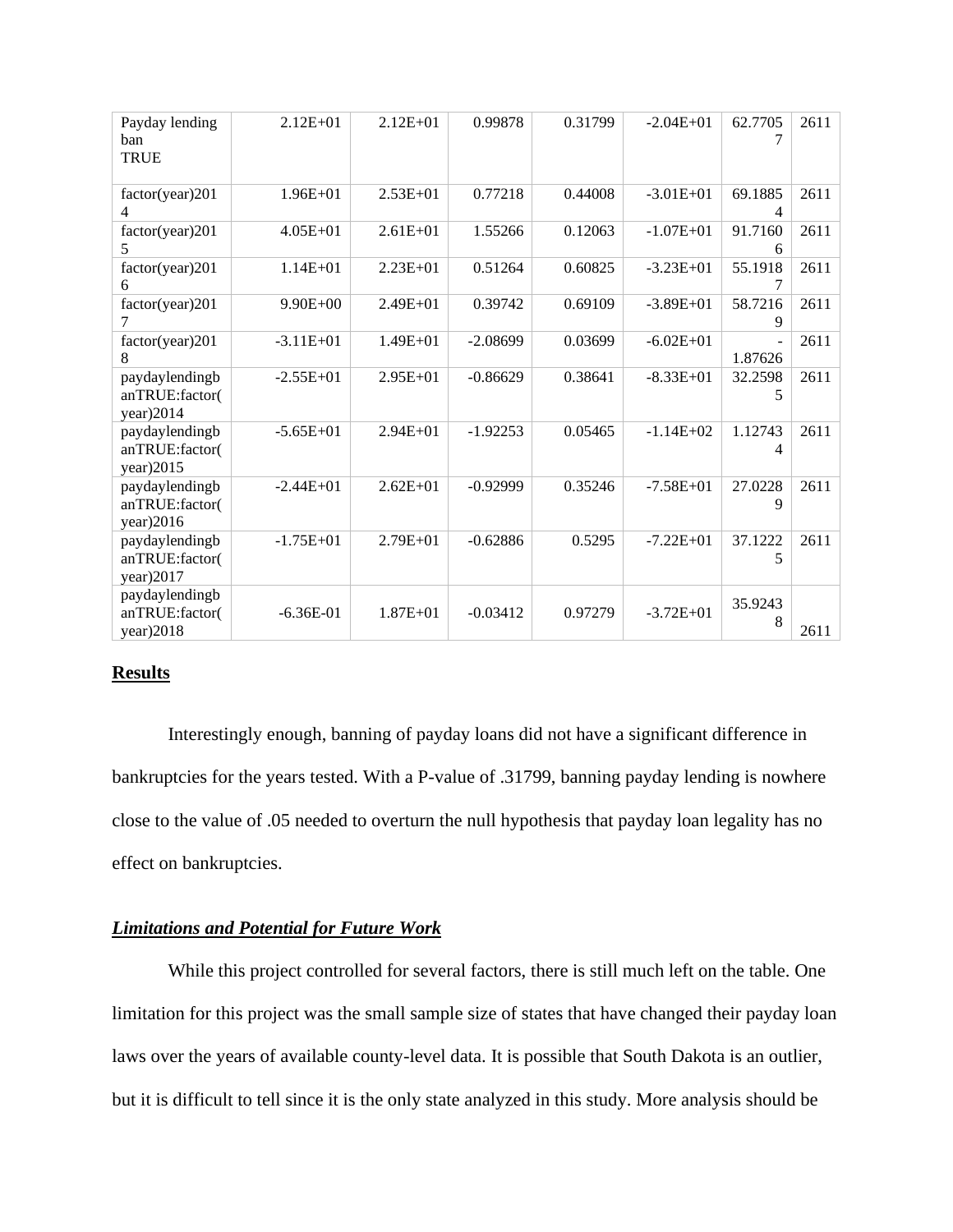| Payday lending ban TRUE | 2.12E+01 | 2.12E+01 | 0.99878 | 0.31799 | -2.04E+01 | 62.77057 | 2611 |
|---|---|---|---|---|---|---|---|
| factor(year)2014 | 1.96E+01 | 2.53E+01 | 0.77218 | 0.44008 | -3.01E+01 | 69.18854 | 2611 |
| factor(year)2015 | 4.05E+01 | 2.61E+01 | 1.55266 | 0.12063 | -1.07E+01 | 91.71606 | 2611 |
| factor(year)2016 | 1.14E+01 | 2.23E+01 | 0.51264 | 0.60825 | -3.23E+01 | 55.19187 | 2611 |
| factor(year)2017 | 9.90E+00 | 2.49E+01 | 0.39742 | 0.69109 | -3.89E+01 | 58.72169 | 2611 |
| factor(year)2018 | -3.11E+01 | 1.49E+01 | -2.08699 | 0.03699 | -6.02E+01 | -1.87626 | 2611 |
| paydaylendingbanTRUE:factor(year)2014 | -2.55E+01 | 2.95E+01 | -0.86629 | 0.38641 | -8.33E+01 | 32.25985 | 2611 |
| paydaylendingbanTRUE:factor(year)2015 | -5.65E+01 | 2.94E+01 | -1.92253 | 0.05465 | -1.14E+02 | 1.127434 | 2611 |
| paydaylendingbanTRUE:factor(year)2016 | -2.44E+01 | 2.62E+01 | -0.92999 | 0.35246 | -7.58E+01 | 27.02289 | 2611 |
| paydaylendingbanTRUE:factor(year)2017 | -1.75E+01 | 2.79E+01 | -0.62886 | 0.5295 | -7.22E+01 | 37.12225 | 2611 |
| paydaylendingbanTRUE:factor(year)2018 | -6.36E-01 | 1.87E+01 | -0.03412 | 0.97279 | -3.72E+01 | 35.92438 | 2611 |

## Results

Interestingly enough, banning of payday loans did not have a significant difference in bankruptcies for the years tested. With a P-value of .31799, banning payday lending is nowhere close to the value of .05 needed to overturn the null hypothesis that payday loan legality has no effect on bankruptcies.

### ***Limitations and Potential for Future Work***

While this project controlled for several factors, there is still much left on the table. One limitation for this project was the small sample size of states that have changed their payday loan laws over the years of available county-level data. It is possible that South Dakota is an outlier, but it is difficult to tell since it is the only state analyzed in this study. More analysis should be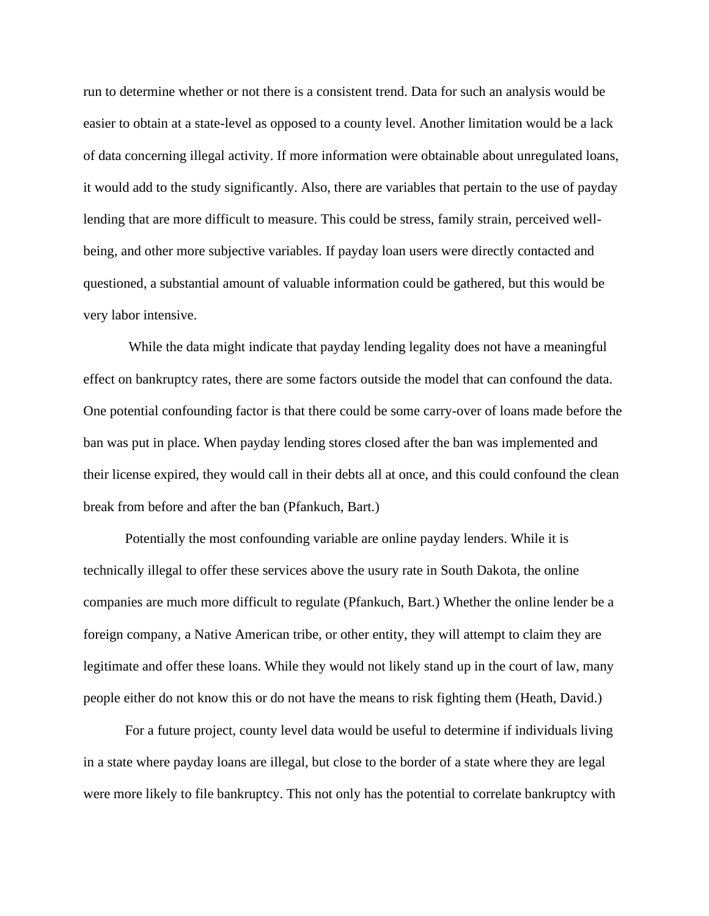run to determine whether or not there is a consistent trend. Data for such an analysis would be easier to obtain at a state-level as opposed to a county level. Another limitation would be a lack of data concerning illegal activity. If more information were obtainable about unregulated loans, it would add to the study significantly. Also, there are variables that pertain to the use of payday lending that are more difficult to measure. This could be stress, family strain, perceived well-being, and other more subjective variables. If payday loan users were directly contacted and questioned, a substantial amount of valuable information could be gathered, but this would be very labor intensive.

While the data might indicate that payday lending legality does not have a meaningful effect on bankruptcy rates, there are some factors outside the model that can confound the data. One potential confounding factor is that there could be some carry-over of loans made before the ban was put in place. When payday lending stores closed after the ban was implemented and their license expired, they would call in their debts all at once, and this could confound the clean break from before and after the ban (Pfankuch, Bart.)

Potentially the most confounding variable are online payday lenders. While it is technically illegal to offer these services above the usury rate in South Dakota, the online companies are much more difficult to regulate (Pfankuch, Bart.) Whether the online lender be a foreign company, a Native American tribe, or other entity, they will attempt to claim they are legitimate and offer these loans. While they would not likely stand up in the court of law, many people either do not know this or do not have the means to risk fighting them (Heath, David.)

For a future project, county level data would be useful to determine if individuals living in a state where payday loans are illegal, but close to the border of a state where they are legal were more likely to file bankruptcy. This not only has the potential to correlate bankruptcy with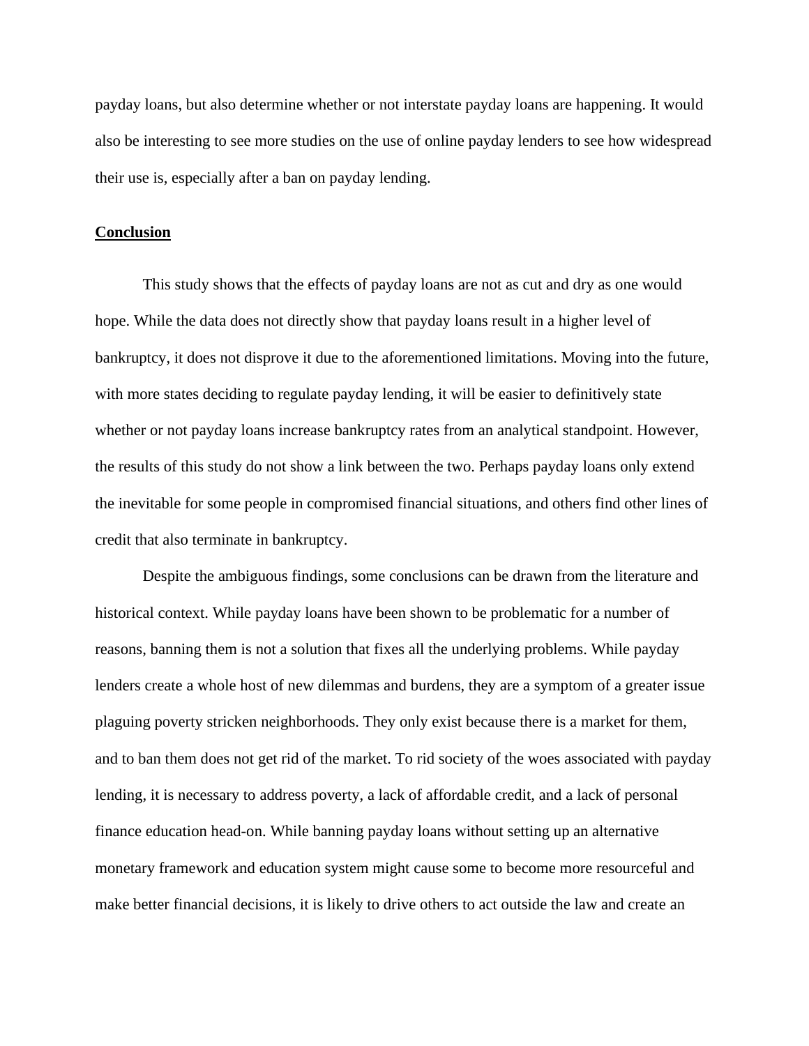payday loans, but also determine whether or not interstate payday loans are happening. It would also be interesting to see more studies on the use of online payday lenders to see how widespread their use is, especially after a ban on payday lending.

## Conclusion

This study shows that the effects of payday loans are not as cut and dry as one would hope. While the data does not directly show that payday loans result in a higher level of bankruptcy, it does not disprove it due to the aforementioned limitations. Moving into the future, with more states deciding to regulate payday lending, it will be easier to definitively state whether or not payday loans increase bankruptcy rates from an analytical standpoint. However, the results of this study do not show a link between the two. Perhaps payday loans only extend the inevitable for some people in compromised financial situations, and others find other lines of credit that also terminate in bankruptcy.

Despite the ambiguous findings, some conclusions can be drawn from the literature and historical context. While payday loans have been shown to be problematic for a number of reasons, banning them is not a solution that fixes all the underlying problems. While payday lenders create a whole host of new dilemmas and burdens, they are a symptom of a greater issue plaguing poverty stricken neighborhoods. They only exist because there is a market for them, and to ban them does not get rid of the market. To rid society of the woes associated with payday lending, it is necessary to address poverty, a lack of affordable credit, and a lack of personal finance education head-on. While banning payday loans without setting up an alternative monetary framework and education system might cause some to become more resourceful and make better financial decisions, it is likely to drive others to act outside the law and create an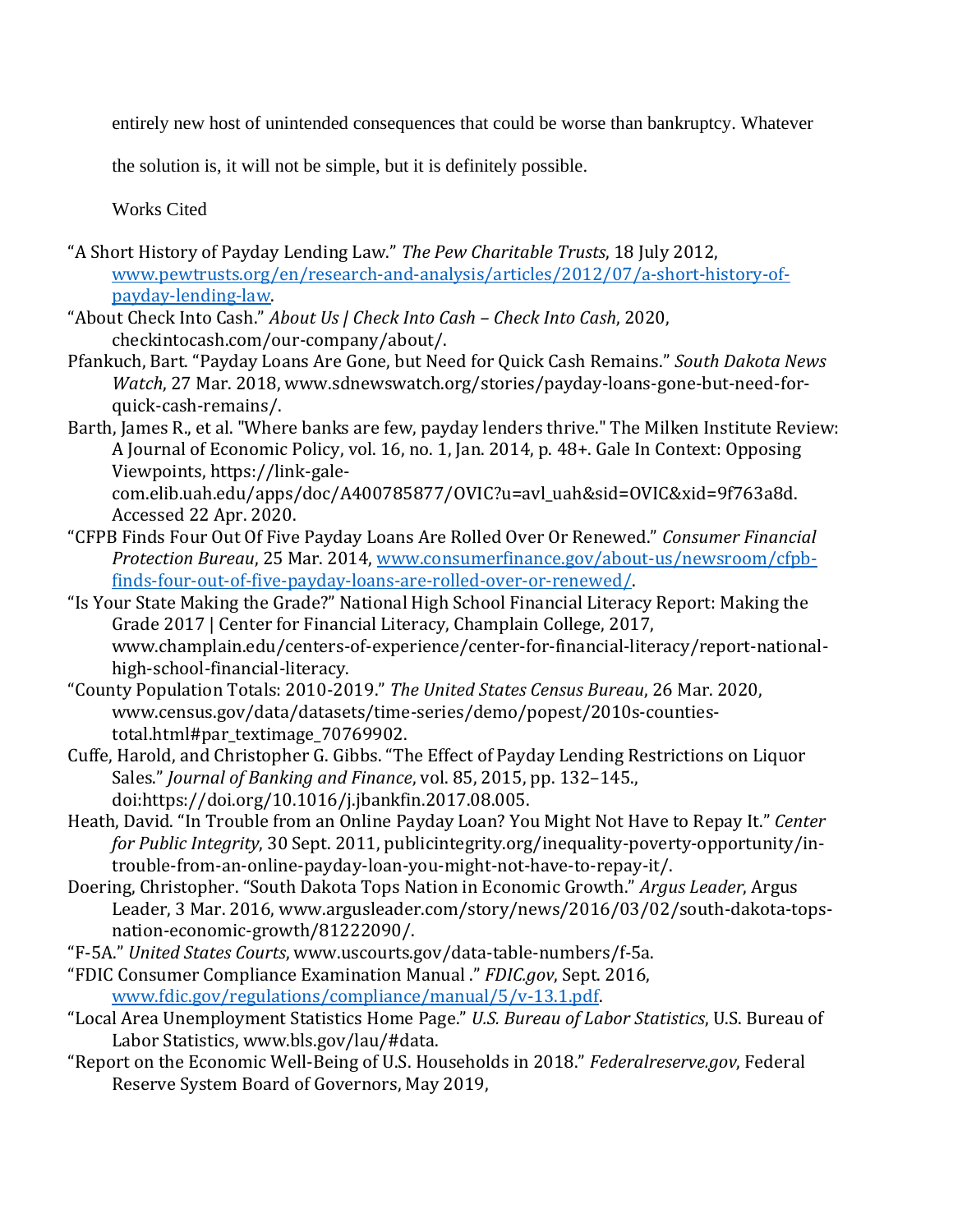entirely new host of unintended consequences that could be worse than bankruptcy. Whatever the solution is, it will not be simple, but it is definitely possible.

Works Cited

"A Short History of Payday Lending Law." *The Pew Charitable Trusts*, 18 July 2012, www.pewtrusts.org/en/research-and-analysis/articles/2012/07/a-short-history-of-payday-lending-law.

"About Check Into Cash." *About Us | Check Into Cash – Check Into Cash*, 2020, checkintocash.com/our-company/about/.

Pfankuch, Bart. "Payday Loans Are Gone, but Need for Quick Cash Remains." *South Dakota News Watch*, 27 Mar. 2018, www.sdnewswatch.org/stories/payday-loans-gone-but-need-for-quick-cash-remains/.

Barth, James R., et al. "Where banks are few, payday lenders thrive." The Milken Institute Review: A Journal of Economic Policy, vol. 16, no. 1, Jan. 2014, p. 48+. Gale In Context: Opposing Viewpoints, https://link-gale-com.elib.uah.edu/apps/doc/A400785877/OVIC?u=avl_uah&sid=OVIC&xid=9f763a8d. Accessed 22 Apr. 2020.

"CFPB Finds Four Out Of Five Payday Loans Are Rolled Over Or Renewed." *Consumer Financial Protection Bureau*, 25 Mar. 2014, www.consumerfinance.gov/about-us/newsroom/cfpb-finds-four-out-of-five-payday-loans-are-rolled-over-or-renewed/.

"Is Your State Making the Grade?" National High School Financial Literacy Report: Making the Grade 2017 | Center for Financial Literacy, Champlain College, 2017, www.champlain.edu/centers-of-experience/center-for-financial-literacy/report-national-high-school-financial-literacy.

"County Population Totals: 2010-2019." *The United States Census Bureau*, 26 Mar. 2020, www.census.gov/data/datasets/time-series/demo/popest/2010s-counties-total.html#par_textimage_70769902.

Cuffe, Harold, and Christopher G. Gibbs. "The Effect of Payday Lending Restrictions on Liquor Sales." *Journal of Banking and Finance*, vol. 85, 2015, pp. 132–145., doi:https://doi.org/10.1016/j.jbankfin.2017.08.005.

Heath, David. "In Trouble from an Online Payday Loan? You Might Not Have to Repay It." *Center for Public Integrity*, 30 Sept. 2011, publicintegrity.org/inequality-poverty-opportunity/in-trouble-from-an-online-payday-loan-you-might-not-have-to-repay-it/.

Doering, Christopher. "South Dakota Tops Nation in Economic Growth." *Argus Leader*, Argus Leader, 3 Mar. 2016, www.argusleader.com/story/news/2016/03/02/south-dakota-tops-nation-economic-growth/81222090/.

"F-5A." *United States Courts*, www.uscourts.gov/data-table-numbers/f-5a.

"FDIC Consumer Compliance Examination Manual ." *FDIC.gov*, Sept. 2016, www.fdic.gov/regulations/compliance/manual/5/v-13.1.pdf.

"Local Area Unemployment Statistics Home Page." *U.S. Bureau of Labor Statistics*, U.S. Bureau of Labor Statistics, www.bls.gov/lau/#data.

"Report on the Economic Well-Being of U.S. Households in 2018." *Federalreserve.gov*, Federal Reserve System Board of Governors, May 2019,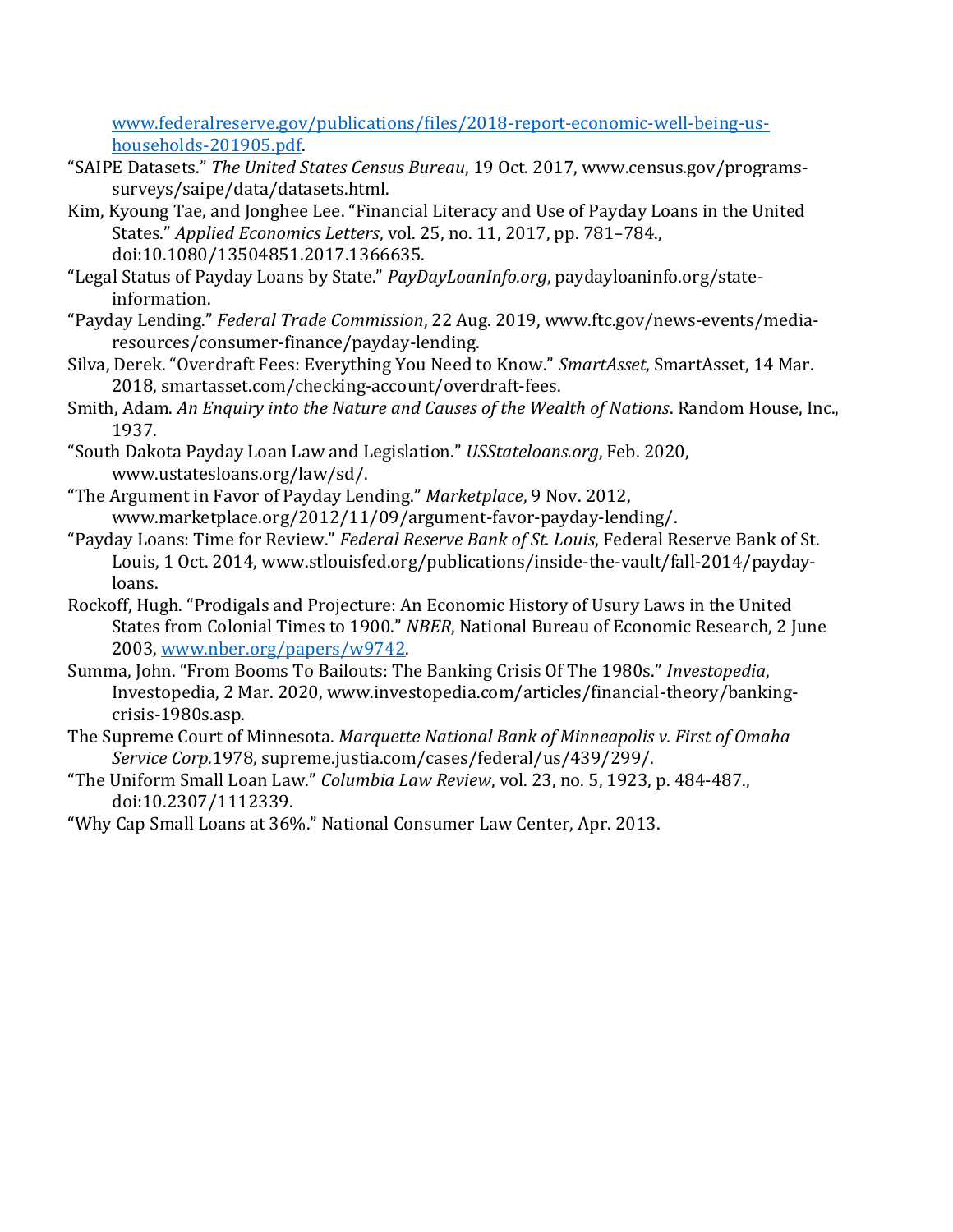www.federalreserve.gov/publications/files/2018-report-economic-well-being-us-households-201905.pdf.

"SAIPE Datasets." *The United States Census Bureau*, 19 Oct. 2017, www.census.gov/programs-surveys/saipe/data/datasets.html.

Kim, Kyoung Tae, and Jonghee Lee. "Financial Literacy and Use of Payday Loans in the United States." *Applied Economics Letters*, vol. 25, no. 11, 2017, pp. 781–784., doi:10.1080/13504851.2017.1366635.

"Legal Status of Payday Loans by State." *PayDayLoanInfo.org*, paydayloaninfo.org/state-information.

"Payday Lending." *Federal Trade Commission*, 22 Aug. 2019, www.ftc.gov/news-events/media-resources/consumer-finance/payday-lending.

Silva, Derek. "Overdraft Fees: Everything You Need to Know." *SmartAsset*, SmartAsset, 14 Mar. 2018, smartasset.com/checking-account/overdraft-fees.

Smith, Adam. *An Enquiry into the Nature and Causes of the Wealth of Nations*. Random House, Inc., 1937.

"South Dakota Payday Loan Law and Legislation." *USStateloans.org*, Feb. 2020, www.ustatesloans.org/law/sd/.

"The Argument in Favor of Payday Lending." *Marketplace*, 9 Nov. 2012, www.marketplace.org/2012/11/09/argument-favor-payday-lending/.

"Payday Loans: Time for Review." *Federal Reserve Bank of St. Louis*, Federal Reserve Bank of St. Louis, 1 Oct. 2014, www.stlouisfed.org/publications/inside-the-vault/fall-2014/payday-loans.

Rockoff, Hugh. "Prodigals and Projecture: An Economic History of Usury Laws in the United States from Colonial Times to 1900." *NBER*, National Bureau of Economic Research, 2 June 2003, www.nber.org/papers/w9742.

Summa, John. "From Booms To Bailouts: The Banking Crisis Of The 1980s." *Investopedia*, Investopedia, 2 Mar. 2020, www.investopedia.com/articles/financial-theory/banking-crisis-1980s.asp.

The Supreme Court of Minnesota. *Marquette National Bank of Minneapolis v. First of Omaha Service Corp.*1978, supreme.justia.com/cases/federal/us/439/299/.

"The Uniform Small Loan Law." *Columbia Law Review*, vol. 23, no. 5, 1923, p. 484-487., doi:10.2307/1112339.

"Why Cap Small Loans at 36%." National Consumer Law Center, Apr. 2013.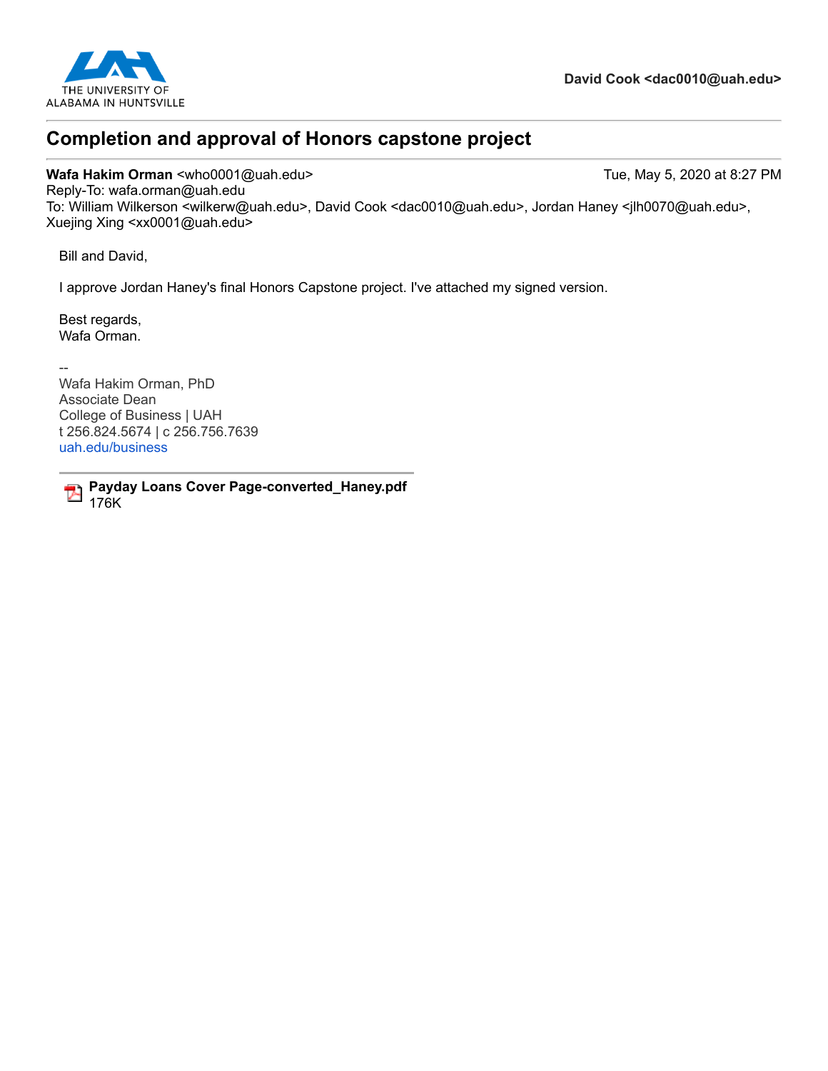THE UNIVERSITY OF ALABAMA IN HUNTSVILLE

**David Cook <dac0010@uah.edu>**

---

## Completion and approval of Honors capstone project

---

**Wafa Hakim Orman** <who0001@uah.edu> Tue, May 5, 2020 at 8:27 PM
Reply-To: wafa.orman@uah.edu
To: William Wilkerson <wilkerw@uah.edu>, David Cook <dac0010@uah.edu>, Jordan Haney <jlh0070@uah.edu>, Xuejing Xing <xx0001@uah.edu>

Bill and David,

I approve Jordan Haney's final Honors Capstone project. I've attached my signed version.

Best regards,
Wafa Orman.

--
Wafa Hakim Orman, PhD
Associate Dean
College of Business | UAH
t 256.824.5674 | c 256.756.7639
uah.edu/business

---

**Payday Loans Cover Page-converted_Haney.pdf**
176K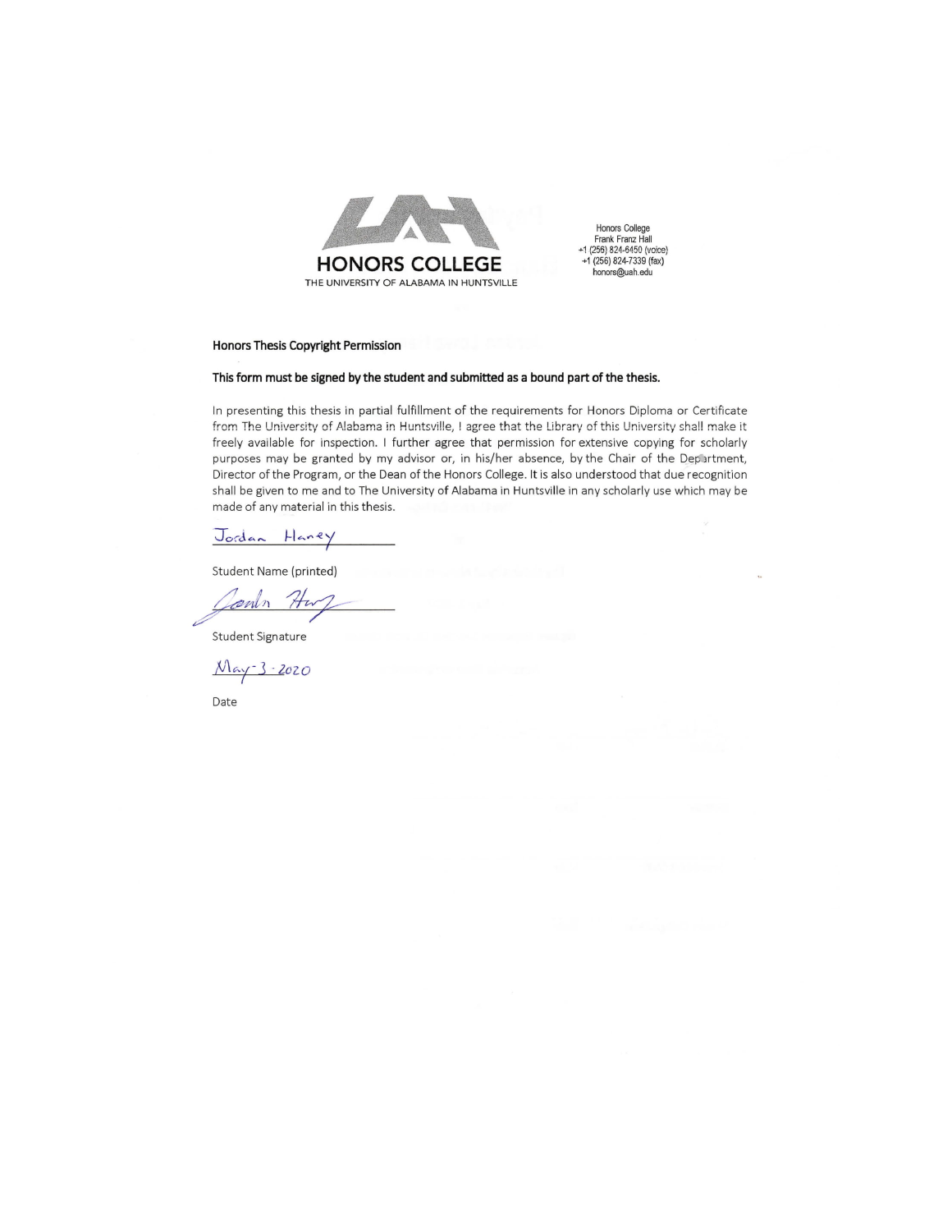**HONORS COLLEGE**
THE UNIVERSITY OF ALABAMA IN HUNTSVILLE

Honors College
Frank Franz Hall
+1 (256) 824-6450 (voice)
+1 (256) 824-7339 (fax)
honors@uah.edu

**Honors Thesis Copyright Permission**

**This form must be signed by the student and submitted as a bound part of the thesis.**

In presenting this thesis in partial fulfillment of the requirements for Honors Diploma or Certificate from The University of Alabama in Huntsville, I agree that the Library of this University shall make it freely available for inspection. I further agree that permission for extensive copying for scholarly purposes may be granted by my advisor or, in his/her absence, by the Chair of the Department, Director of the Program, or the Dean of the Honors College. It is also understood that due recognition shall be given to me and to The University of Alabama in Huntsville in any scholarly use which may be made of any material in this thesis.

Jordan Haney

Student Name (printed)

Jordan Haney

Student Signature

May-3-2020

Date